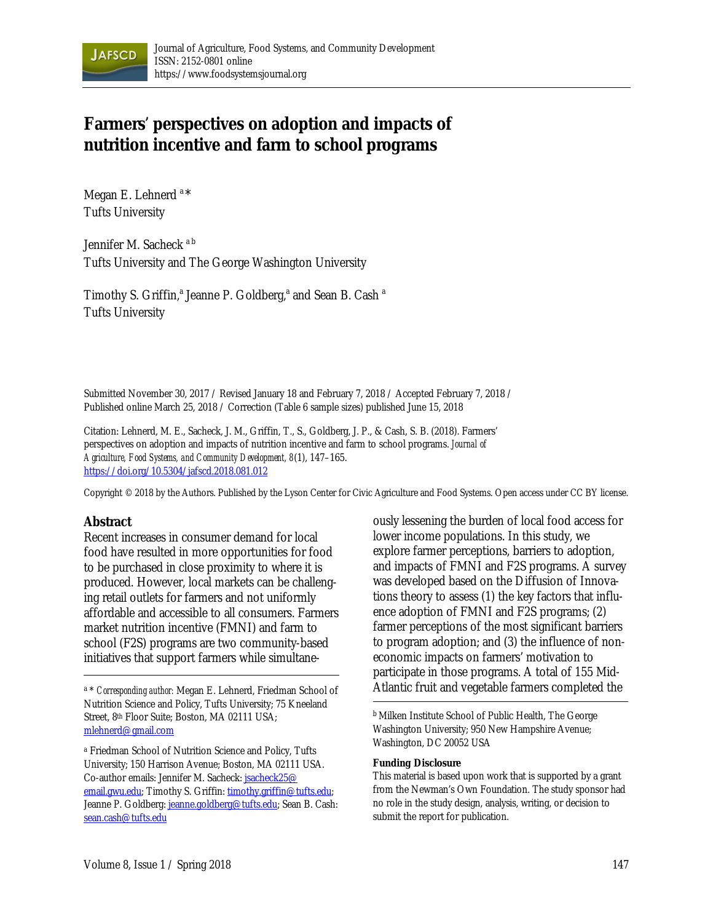# Farmers' perspectives on adoption and impacts of nutrition incentive and farm to school programs

Megan E. Lehnerd [a] *
Tufts University

Jennifer M. Sacheck [a b]
Tufts University and The George Washington University

Timothy S. Griffin,[a] Jeanne P. Goldberg,[a] and Sean B. Cash [a]
Tufts University

Submitted November 30, 2017 / Revised January 18 and February 7, 2018 / Accepted February 7, 2018 / Published online March 25, 2018 / Correction (Table 6 sample sizes) published June 15, 2018

Citation: Lehnerd, M. E., Sacheck, J. M., Griffin, T., S., Goldberg, J. P., & Cash, S. B. (2018). Farmers' perspectives on adoption and impacts of nutrition incentive and farm to school programs. *Journal of Agriculture, Food Systems, and Community Development, 8*(1), 147–165. https://doi.org/10.5304/jafscd.2018.081.012

Copyright © 2018 by the Authors. Published by the Lyson Center for Civic Agriculture and Food Systems. Open access under CC BY license.

## Abstract

Recent increases in consumer demand for local food have resulted in more opportunities for food to be purchased in close proximity to where it is produced. However, local markets can be challenging retail outlets for farmers and not uniformly affordable and accessible to all consumers. Farmers market nutrition incentive (FMNI) and farm to school (F2S) programs are two community-based initiatives that support farmers while simultaneously lessening the burden of local food access for lower income populations. In this study, we explore farmer perceptions, barriers to adoption, and impacts of FMNI and F2S programs. A survey was developed based on the Diffusion of Innovations theory to assess (1) the key factors that influence adoption of FMNI and F2S programs; (2) farmer perceptions of the most significant barriers to program adoption; and (3) the influence of non-economic impacts on farmers' motivation to participate in those programs. A total of 155 Mid-Atlantic fruit and vegetable farmers completed the

---

[a] * *Corresponding author:* Megan E. Lehnerd, Friedman School of Nutrition Science and Policy, Tufts University; 75 Kneeland Street, 8th Floor Suite; Boston, MA 02111 USA; mlehnerd@gmail.com

[a] Friedman School of Nutrition Science and Policy, Tufts University; 150 Harrison Avenue; Boston, MA 02111 USA. Co-author emails: Jennifer M. Sacheck: jsacheck25@email.gwu.edu; Timothy S. Griffin: timothy.griffin@tufts.edu; Jeanne P. Goldberg: jeanne.goldberg@tufts.edu; Sean B. Cash: sean.cash@tufts.edu

[b] Milken Institute School of Public Health, The George Washington University; 950 New Hampshire Avenue; Washington, DC 20052 USA

**Funding Disclosure**

This material is based upon work that is supported by a grant from the Newman's Own Foundation. The study sponsor had no role in the study design, analysis, writing, or decision to submit the report for publication.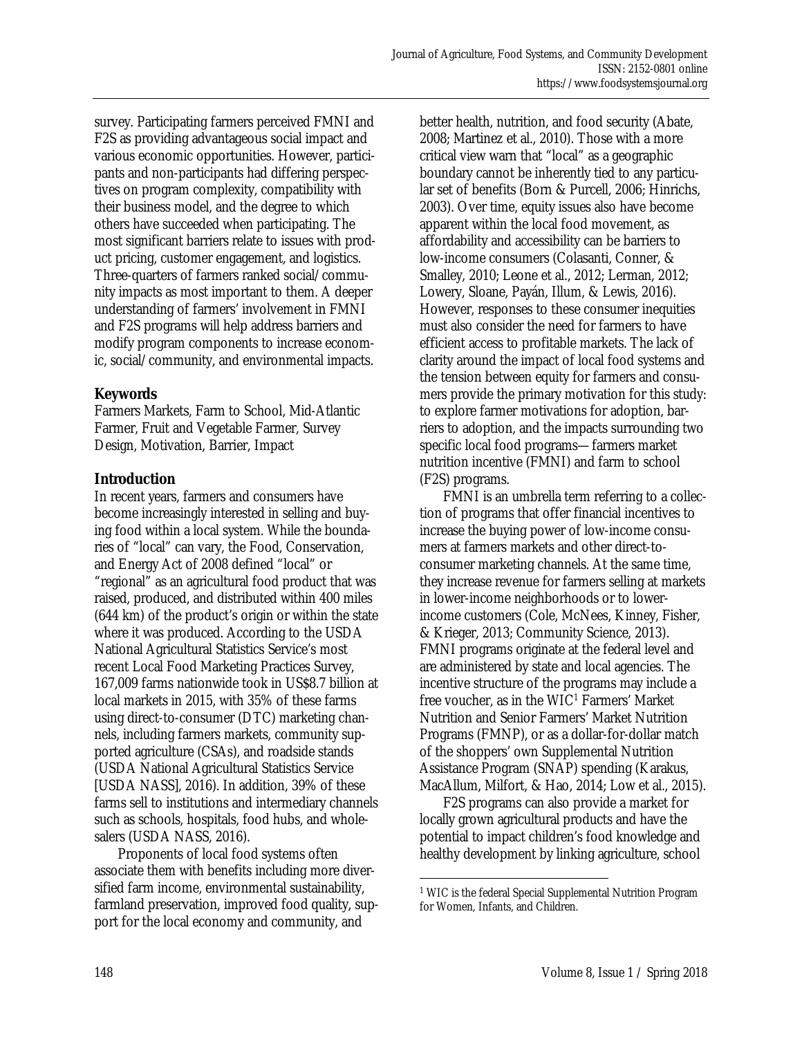survey. Participating farmers perceived FMNI and F2S as providing advantageous social impact and various economic opportunities. However, participants and non-participants had differing perspectives on program complexity, compatibility with their business model, and the degree to which others have succeeded when participating. The most significant barriers relate to issues with product pricing, customer engagement, and logistics. Three-quarters of farmers ranked social/community impacts as most important to them. A deeper understanding of farmers' involvement in FMNI and F2S programs will help address barriers and modify program components to increase economic, social/community, and environmental impacts.

## Keywords

Farmers Markets, Farm to School, Mid-Atlantic Farmer, Fruit and Vegetable Farmer, Survey Design, Motivation, Barrier, Impact

## Introduction

In recent years, farmers and consumers have become increasingly interested in selling and buying food within a local system. While the boundaries of "local" can vary, the Food, Conservation, and Energy Act of 2008 defined "local" or "regional" as an agricultural food product that was raised, produced, and distributed within 400 miles (644 km) of the product's origin or within the state where it was produced. According to the USDA National Agricultural Statistics Service's most recent Local Food Marketing Practices Survey, 167,009 farms nationwide took in US$8.7 billion at local markets in 2015, with 35% of these farms using direct-to-consumer (DTC) marketing channels, including farmers markets, community supported agriculture (CSAs), and roadside stands (USDA National Agricultural Statistics Service [USDA NASS], 2016). In addition, 39% of these farms sell to institutions and intermediary channels such as schools, hospitals, food hubs, and wholesalers (USDA NASS, 2016).

Proponents of local food systems often associate them with benefits including more diversified farm income, environmental sustainability, farmland preservation, improved food quality, support for the local economy and community, and better health, nutrition, and food security (Abate, 2008; Martinez et al., 2010). Those with a more critical view warn that "local" as a geographic boundary cannot be inherently tied to any particular set of benefits (Born & Purcell, 2006; Hinrichs, 2003). Over time, equity issues also have become apparent within the local food movement, as affordability and accessibility can be barriers to low-income consumers (Colasanti, Conner, & Smalley, 2010; Leone et al., 2012; Lerman, 2012; Lowery, Sloane, Payán, Illum, & Lewis, 2016). However, responses to these consumer inequities must also consider the need for farmers to have efficient access to profitable markets. The lack of clarity around the impact of local food systems and the tension between equity for farmers and consumers provide the primary motivation for this study: to explore farmer motivations for adoption, barriers to adoption, and the impacts surrounding two specific local food programs—farmers market nutrition incentive (FMNI) and farm to school (F2S) programs.

FMNI is an umbrella term referring to a collection of programs that offer financial incentives to increase the buying power of low-income consumers at farmers markets and other direct-to-consumer marketing channels. At the same time, they increase revenue for farmers selling at markets in lower-income neighborhoods or to lower-income customers (Cole, McNees, Kinney, Fisher, & Krieger, 2013; Community Science, 2013). FMNI programs originate at the federal level and are administered by state and local agencies. The incentive structure of the programs may include a free voucher, as in the WIC[1] Farmers' Market Nutrition and Senior Farmers' Market Nutrition Programs (FMNP), or as a dollar-for-dollar match of the shoppers' own Supplemental Nutrition Assistance Program (SNAP) spending (Karakus, MacAllum, Milfort, & Hao, 2014; Low et al., 2015).

F2S programs can also provide a market for locally grown agricultural products and have the potential to impact children's food knowledge and healthy development by linking agriculture, school

[1] WIC is the federal Special Supplemental Nutrition Program for Women, Infants, and Children.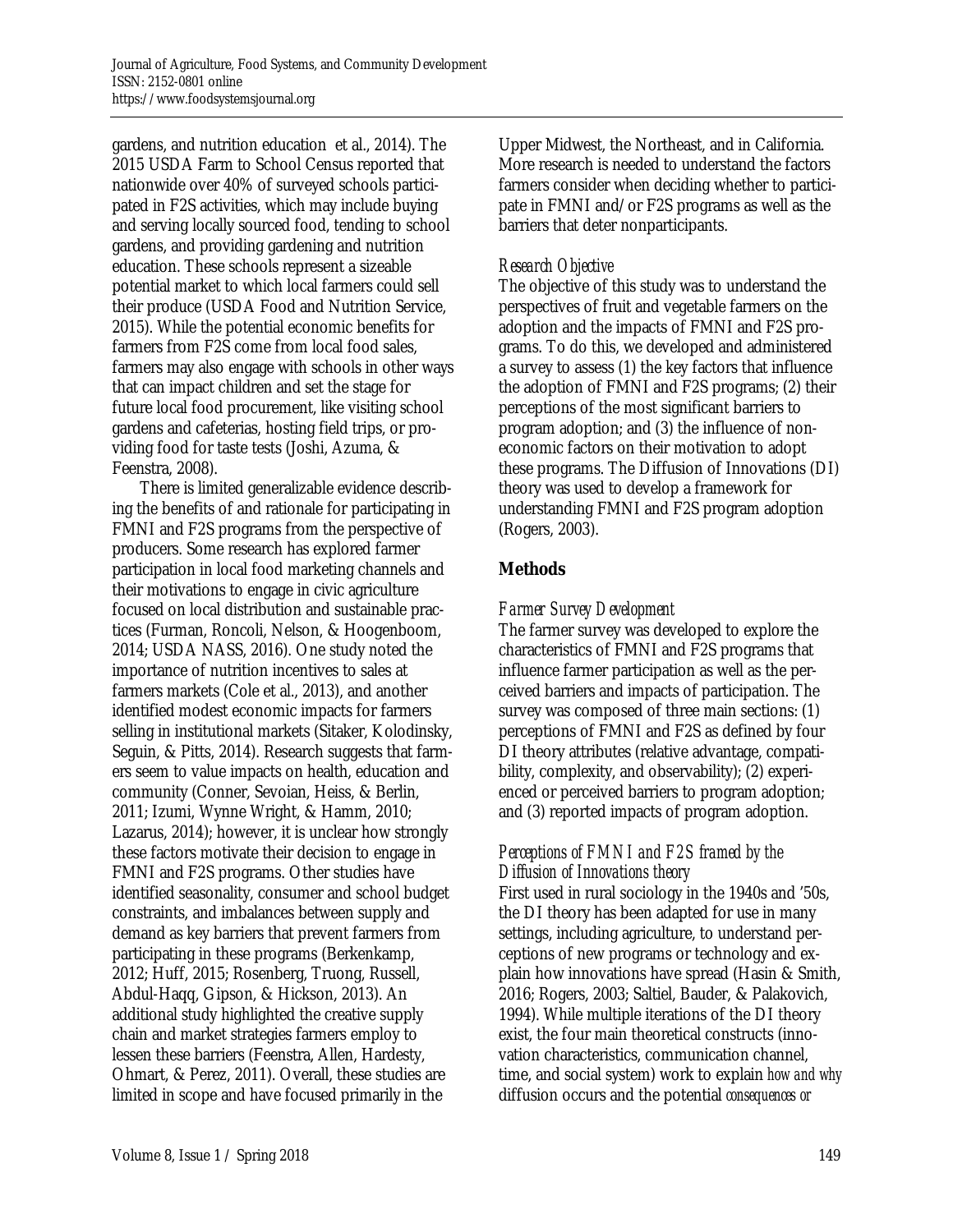gardens, and nutrition education et al., 2014). The 2015 USDA Farm to School Census reported that nationwide over 40% of surveyed schools participated in F2S activities, which may include buying and serving locally sourced food, tending to school gardens, and providing gardening and nutrition education. These schools represent a sizeable potential market to which local farmers could sell their produce (USDA Food and Nutrition Service, 2015). While the potential economic benefits for farmers from F2S come from local food sales, farmers may also engage with schools in other ways that can impact children and set the stage for future local food procurement, like visiting school gardens and cafeterias, hosting field trips, or providing food for taste tests (Joshi, Azuma, & Feenstra, 2008).

There is limited generalizable evidence describing the benefits of and rationale for participating in FMNI and F2S programs from the perspective of producers. Some research has explored farmer participation in local food marketing channels and their motivations to engage in civic agriculture focused on local distribution and sustainable practices (Furman, Roncoli, Nelson, & Hoogenboom, 2014; USDA NASS, 2016). One study noted the importance of nutrition incentives to sales at farmers markets (Cole et al., 2013), and another identified modest economic impacts for farmers selling in institutional markets (Sitaker, Kolodinsky, Seguin, & Pitts, 2014). Research suggests that farmers seem to value impacts on health, education and community (Conner, Sevoian, Heiss, & Berlin, 2011; Izumi, Wynne Wright, & Hamm, 2010; Lazarus, 2014); however, it is unclear how strongly these factors motivate their decision to engage in FMNI and F2S programs. Other studies have identified seasonality, consumer and school budget constraints, and imbalances between supply and demand as key barriers that prevent farmers from participating in these programs (Berkenkamp, 2012; Huff, 2015; Rosenberg, Truong, Russell, Abdul-Haqq, Gipson, & Hickson, 2013). An additional study highlighted the creative supply chain and market strategies farmers employ to lessen these barriers (Feenstra, Allen, Hardesty, Ohmart, & Perez, 2011). Overall, these studies are limited in scope and have focused primarily in the Upper Midwest, the Northeast, and in California. More research is needed to understand the factors farmers consider when deciding whether to participate in FMNI and/or F2S programs as well as the barriers that deter nonparticipants.

### *Research Objective*

The objective of this study was to understand the perspectives of fruit and vegetable farmers on the adoption and the impacts of FMNI and F2S programs. To do this, we developed and administered a survey to assess (1) the key factors that influence the adoption of FMNI and F2S programs; (2) their perceptions of the most significant barriers to program adoption; and (3) the influence of non-economic factors on their motivation to adopt these programs. The Diffusion of Innovations (DI) theory was used to develop a framework for understanding FMNI and F2S program adoption (Rogers, 2003).

## Methods

### *Farmer Survey Development*

The farmer survey was developed to explore the characteristics of FMNI and F2S programs that influence farmer participation as well as the perceived barriers and impacts of participation. The survey was composed of three main sections: (1) perceptions of FMNI and F2S as defined by four DI theory attributes (relative advantage, compatibility, complexity, and observability); (2) experienced or perceived barriers to program adoption; and (3) reported impacts of program adoption.

### *Perceptions of FMNI and F2S framed by the Diffusion of Innovations theory*

First used in rural sociology in the 1940s and '50s, the DI theory has been adapted for use in many settings, including agriculture, to understand perceptions of new programs or technology and explain how innovations have spread (Hasin & Smith, 2016; Rogers, 2003; Saltiel, Bauder, & Palakovich, 1994). While multiple iterations of the DI theory exist, the four main theoretical constructs (innovation characteristics, communication channel, time, and social system) work to explain *how and why* diffusion occurs and the potential *consequences or*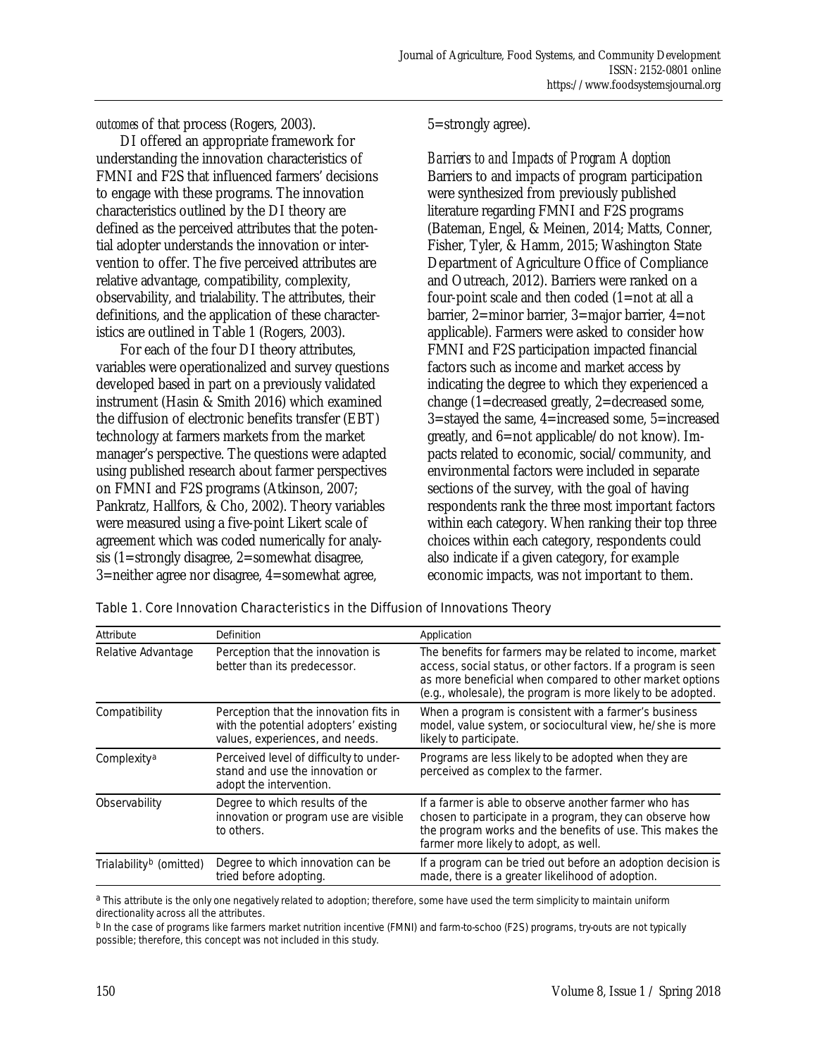*outcomes* of that process (Rogers, 2003).

DI offered an appropriate framework for understanding the innovation characteristics of FMNI and F2S that influenced farmers' decisions to engage with these programs. The innovation characteristics outlined by the DI theory are defined as the perceived attributes that the potential adopter understands the innovation or intervention to offer. The five perceived attributes are relative advantage, compatibility, complexity, observability, and trialability. The attributes, their definitions, and the application of these characteristics are outlined in Table 1 (Rogers, 2003).

For each of the four DI theory attributes, variables were operationalized and survey questions developed based in part on a previously validated instrument (Hasin & Smith 2016) which examined the diffusion of electronic benefits transfer (EBT) technology at farmers markets from the market manager's perspective. The questions were adapted using published research about farmer perspectives on FMNI and F2S programs (Atkinson, 2007; Pankratz, Hallfors, & Cho, 2002). Theory variables were measured using a five-point Likert scale of agreement which was coded numerically for analysis (1=strongly disagree, 2=somewhat disagree, 3=neither agree nor disagree, 4=somewhat agree, 5=strongly agree).

*Barriers to and Impacts of Program Adoption*

Barriers to and impacts of program participation were synthesized from previously published literature regarding FMNI and F2S programs (Bateman, Engel, & Meinen, 2014; Matts, Conner, Fisher, Tyler, & Hamm, 2015; Washington State Department of Agriculture Office of Compliance and Outreach, 2012). Barriers were ranked on a four-point scale and then coded (1=not at all a barrier, 2=minor barrier, 3=major barrier, 4=not applicable). Farmers were asked to consider how FMNI and F2S participation impacted financial factors such as income and market access by indicating the degree to which they experienced a change (1=decreased greatly, 2=decreased some, 3=stayed the same, 4=increased some, 5=increased greatly, and 6=not applicable/do not know). Impacts related to economic, social/community, and environmental factors were included in separate sections of the survey, with the goal of having respondents rank the three most important factors within each category. When ranking their top three choices within each category, respondents could also indicate if a given category, for example economic impacts, was not important to them.

Table 1. Core Innovation Characteristics in the Diffusion of Innovations Theory

| Attribute | Definition | Application |
|---|---|---|
| Relative Advantage | Perception that the innovation is better than its predecessor. | The benefits for farmers may be related to income, market access, social status, or other factors. If a program is seen as more beneficial when compared to other market options (e.g., wholesale), the program is more likely to be adopted. |
| Compatibility | Perception that the innovation fits in with the potential adopters' existing values, experiences, and needs. | When a program is consistent with a farmer's business model, value system, or sociocultural view, he/she is more likely to participate. |
| Complexity[a] | Perceived level of difficulty to understand and use the innovation or adopt the intervention. | Programs are less likely to be adopted when they are perceived as complex to the farmer. |
| Observability | Degree to which results of the innovation or program use are visible to others. | If a farmer is able to observe another farmer who has chosen to participate in a program, they can observe how the program works and the benefits of use. This makes the farmer more likely to adopt, as well. |
| Trialability[b] (omitted) | Degree to which innovation can be tried before adopting. | If a program can be tried out before an adoption decision is made, there is a greater likelihood of adoption. |

[a] This attribute is the only one negatively related to adoption; therefore, some have used the term simplicity to maintain uniform directionality across all the attributes.

[b] In the case of programs like farmers market nutrition incentive (FMNI) and farm-to-schoo (F2S) programs, try-outs are not typically possible; therefore, this concept was not included in this study.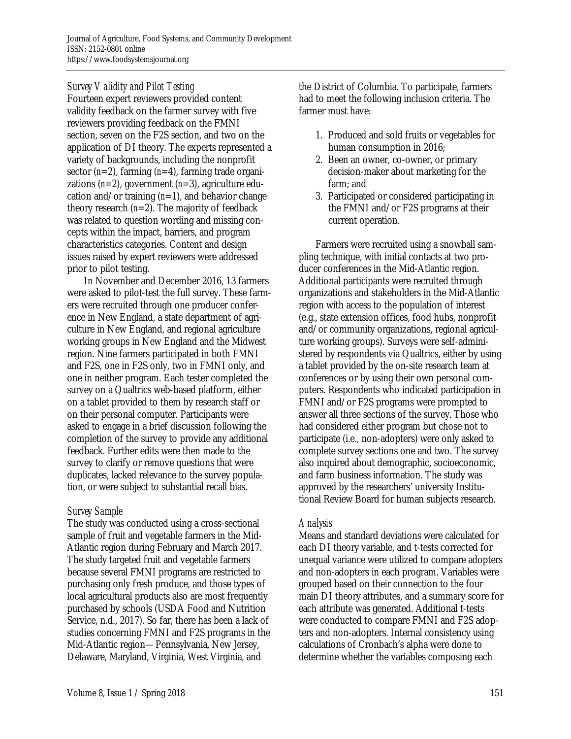### *Survey Validity and Pilot Testing*

Fourteen expert reviewers provided content validity feedback on the farmer survey with five reviewers providing feedback on the FMNI section, seven on the F2S section, and two on the application of DI theory. The experts represented a variety of backgrounds, including the nonprofit sector (*n*=2), farming (*n*=4), farming trade organizations (*n*=2), government (*n*=3), agriculture education and/or training (*n*=1), and behavior change theory research (*n*=2). The majority of feedback was related to question wording and missing concepts within the impact, barriers, and program characteristics categories. Content and design issues raised by expert reviewers were addressed prior to pilot testing.

In November and December 2016, 13 farmers were asked to pilot-test the full survey. These farmers were recruited through one producer conference in New England, a state department of agriculture in New England, and regional agriculture working groups in New England and the Midwest region. Nine farmers participated in both FMNI and F2S, one in F2S only, two in FMNI only, and one in neither program. Each tester completed the survey on a Qualtrics web-based platform, either on a tablet provided to them by research staff or on their personal computer. Participants were asked to engage in a brief discussion following the completion of the survey to provide any additional feedback. Further edits were then made to the survey to clarify or remove questions that were duplicates, lacked relevance to the survey population, or were subject to substantial recall bias.

### *Survey Sample*

The study was conducted using a cross-sectional sample of fruit and vegetable farmers in the Mid-Atlantic region during February and March 2017. The study targeted fruit and vegetable farmers because several FMNI programs are restricted to purchasing only fresh produce, and those types of local agricultural products also are most frequently purchased by schools (USDA Food and Nutrition Service, n.d., 2017). So far, there has been a lack of studies concerning FMNI and F2S programs in the Mid-Atlantic region—Pennsylvania, New Jersey, Delaware, Maryland, Virginia, West Virginia, and the District of Columbia. To participate, farmers had to meet the following inclusion criteria. The farmer must have:

1. Produced and sold fruits or vegetables for human consumption in 2016;
2. Been an owner, co-owner, or primary decision-maker about marketing for the farm; and
3. Participated or considered participating in the FMNI and/or F2S programs at their current operation.

Farmers were recruited using a snowball sampling technique, with initial contacts at two producer conferences in the Mid-Atlantic region. Additional participants were recruited through organizations and stakeholders in the Mid-Atlantic region with access to the population of interest (e.g., state extension offices, food hubs, nonprofit and/or community organizations, regional agriculture working groups). Surveys were self-administered by respondents via Qualtrics, either by using a tablet provided by the on-site research team at conferences or by using their own personal computers. Respondents who indicated participation in FMNI and/or F2S programs were prompted to answer all three sections of the survey. Those who had considered either program but chose not to participate (i.e., non-adopters) were only asked to complete survey sections one and two. The survey also inquired about demographic, socioeconomic, and farm business information. The study was approved by the researchers' university Institutional Review Board for human subjects research.

### *Analysis*

Means and standard deviations were calculated for each DI theory variable, and t-tests corrected for unequal variance were utilized to compare adopters and non-adopters in each program. Variables were grouped based on their connection to the four main DI theory attributes, and a summary score for each attribute was generated. Additional *t*-tests were conducted to compare FMNI and F2S adopters and non-adopters. Internal consistency using calculations of Cronbach's alpha were done to determine whether the variables composing each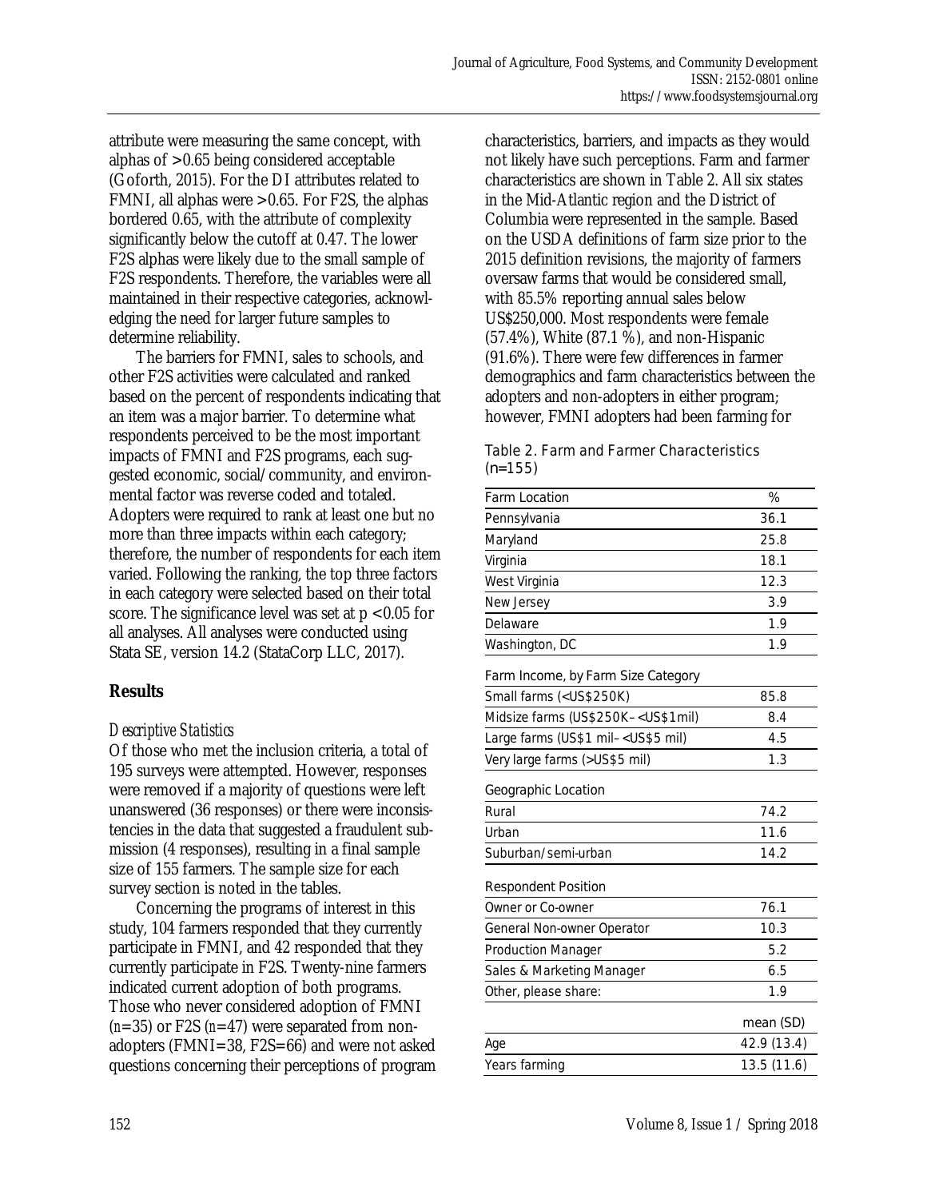attribute were measuring the same concept, with alphas of >0.65 being considered acceptable (Goforth, 2015). For the DI attributes related to FMNI, all alphas were >0.65. For F2S, the alphas bordered 0.65, with the attribute of complexity significantly below the cutoff at 0.47. The lower F2S alphas were likely due to the small sample of F2S respondents. Therefore, the variables were all maintained in their respective categories, acknowledging the need for larger future samples to determine reliability.

The barriers for FMNI, sales to schools, and other F2S activities were calculated and ranked based on the percent of respondents indicating that an item was a major barrier. To determine what respondents perceived to be the most important impacts of FMNI and F2S programs, each suggested economic, social/community, and environmental factor was reverse coded and totaled. Adopters were required to rank at least one but no more than three impacts within each category; therefore, the number of respondents for each item varied. Following the ranking, the top three factors in each category were selected based on their total score. The significance level was set at $p < 0.05$ for all analyses. All analyses were conducted using Stata SE, version 14.2 (StataCorp LLC, 2017).

## Results

### *Descriptive Statistics*

Of those who met the inclusion criteria, a total of 195 surveys were attempted. However, responses were removed if a majority of questions were left unanswered (36 responses) or there were inconsistencies in the data that suggested a fraudulent submission (4 responses), resulting in a final sample size of 155 farmers. The sample size for each survey section is noted in the tables.

Concerning the programs of interest in this study, 104 farmers responded that they currently participate in FMNI, and 42 responded that they currently participate in F2S. Twenty-nine farmers indicated current adoption of both programs. Those who never considered adoption of FMNI (*n*=35) or F2S (*n*=47) were separated from non-adopters (FMNI=38, F2S=66) and were not asked questions concerning their perceptions of program characteristics, barriers, and impacts as they would not likely have such perceptions. Farm and farmer characteristics are shown in Table 2. All six states in the Mid-Atlantic region and the District of Columbia were represented in the sample. Based on the USDA definitions of farm size prior to the 2015 definition revisions, the majority of farmers oversaw farms that would be considered small, with 85.5% reporting annual sales below US$250,000. Most respondents were female (57.4%), White (87.1 %), and non-Hispanic (91.6%). There were few differences in farmer demographics and farm characteristics between the adopters and non-adopters in either program; however, FMNI adopters had been farming for

Table 2. Farm and Farmer Characteristics (n=155)

| Farm Location | % |
|---|---|
| Pennsylvania | 36.1 |
| Maryland | 25.8 |
| Virginia | 18.1 |
| West Virginia | 12.3 |
| New Jersey | 3.9 |
| Delaware | 1.9 |
| Washington, DC | 1.9 |
| **Farm Income, by Farm Size Category** | |
| Small farms (<US$250K) | 85.8 |
| Midsize farms (US$250K–<US$1mil) | 8.4 |
| Large farms (US$1 mil–<US$5 mil) | 4.5 |
| Very large farms (>US$5 mil) | 1.3 |
| **Geographic Location** | |
| Rural | 74.2 |
| Urban | 11.6 |
| Suburban/semi-urban | 14.2 |
| **Respondent Position** | |
| Owner or Co-owner | 76.1 |
| General Non-owner Operator | 10.3 |
| Production Manager | 5.2 |
| Sales & Marketing Manager | 6.5 |
| Other, please share: | 1.9 |
| | **mean (SD)** |
| Age | 42.9 (13.4) |
| Years farming | 13.5 (11.6) |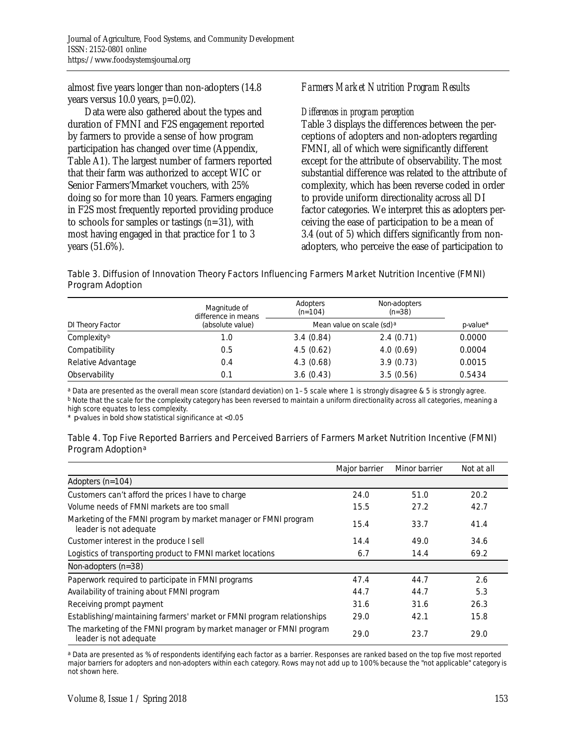almost five years longer than non-adopters (14.8 years versus 10.0 years, $p$=0.02).

Data were also gathered about the types and duration of FMNI and F2S engagement reported by farmers to provide a sense of how program participation has changed over time (Appendix, Table A1). The largest number of farmers reported that their farm was authorized to accept WIC or Senior Farmers'Mmarket vouchers, with 25% doing so for more than 10 years. Farmers engaging in F2S most frequently reported providing produce to schools for samples or tastings ($n$=31), with most having engaged in that practice for 1 to 3 years (51.6%).

### *Farmers Market Nutrition Program Results*

#### *Differences in program perception*

Table 3 displays the differences between the perceptions of adopters and non-adopters regarding FMNI, all of which were significantly different except for the attribute of observability. The most substantial difference was related to the attribute of complexity, which has been reverse coded in order to provide uniform directionality across all DI factor categories. We interpret this as adopters perceiving the ease of participation to be a mean of 3.4 (out of 5) which differs significantly from non-adopters, who perceive the ease of participation to

Table 3. Diffusion of Innovation Theory Factors Influencing Farmers Market Nutrition Incentive (FMNI) Program Adoption

| DI Theory Factor | Magnitude of difference in means (absolute value) | Adopters (n=104) | Non-adopters (n=38) | p-value* |
|---|---|---|---|---|
| | | Mean value on scale (sd)[a] | | |
| Complexity[b] | 1.0 | 3.4 (0.84) | 2.4 (0.71) | 0.0000 |
| Compatibility | 0.5 | 4.5 (0.62) | 4.0 (0.69) | 0.0004 |
| Relative Advantage | 0.4 | 4.3 (0.68) | 3.9 (0.73) | 0.0015 |
| Observability | 0.1 | 3.6 (0.43) | 3.5 (0.56) | 0.5434 |

[a] Data are presented as the overall mean score (standard deviation) on 1–5 scale where 1 is strongly disagree & 5 is strongly agree.
[b] Note that the scale for the complexity category has been reversed to maintain a uniform directionality across all categories, meaning a high score equates to less complexity.
\* p-values in bold show statistical significance at <0.05

Table 4. Top Five Reported Barriers and Perceived Barriers of Farmers Market Nutrition Incentive (FMNI) Program Adoption[a]

| | Major barrier | Minor barrier | Not at all |
|---|---|---|---|
| **Adopters (n=104)** | | | |
| Customers can't afford the prices I have to charge | 24.0 | 51.0 | 20.2 |
| Volume needs of FMNI markets are too small | 15.5 | 27.2 | 42.7 |
| Marketing of the FMNI program by market manager or FMNI program leader is not adequate | 15.4 | 33.7 | 41.4 |
| Customer interest in the produce I sell | 14.4 | 49.0 | 34.6 |
| Logistics of transporting product to FMNI market locations | 6.7 | 14.4 | 69.2 |
| **Non-adopters (n=38)** | | | |
| Paperwork required to participate in FMNI programs | 47.4 | 44.7 | 2.6 |
| Availability of training about FMNI program | 44.7 | 44.7 | 5.3 |
| Receiving prompt payment | 31.6 | 31.6 | 26.3 |
| Establishing/maintaining farmers' market or FMNI program relationships | 29.0 | 42.1 | 15.8 |
| The marketing of the FMNI program by market manager or FMNI program leader is not adequate | 29.0 | 23.7 | 29.0 |

[a] Data are presented as % of respondents identifying each factor as a barrier. Responses are ranked based on the top five most reported major barriers for adopters and non-adopters within each category. Rows may not add up to 100% because the "not applicable" category is not shown here.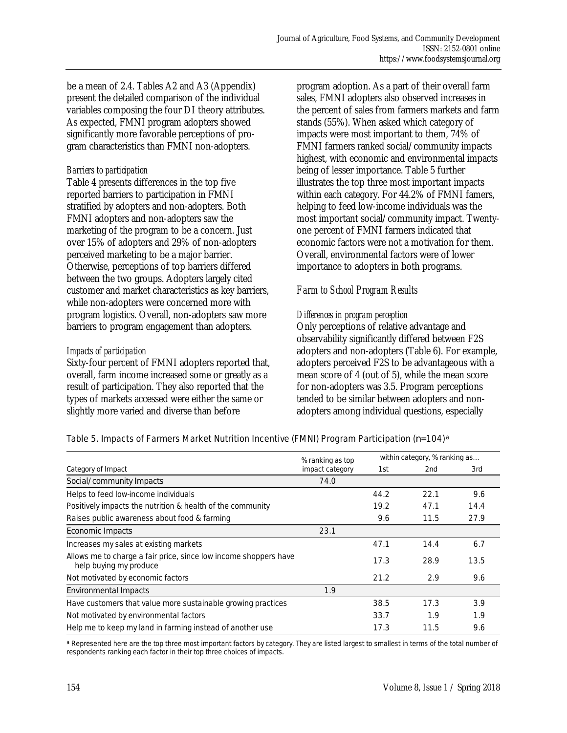be a mean of 2.4. Tables A2 and A3 (Appendix) present the detailed comparison of the individual variables composing the four DI theory attributes. As expected, FMNI program adopters showed significantly more favorable perceptions of program characteristics than FMNI non-adopters.

*Barriers to participation*

Table 4 presents differences in the top five reported barriers to participation in FMNI stratified by adopters and non-adopters. Both FMNI adopters and non-adopters saw the marketing of the program to be a concern. Just over 15% of adopters and 29% of non-adopters perceived marketing to be a major barrier. Otherwise, perceptions of top barriers differed between the two groups. Adopters largely cited customer and market characteristics as key barriers, while non-adopters were concerned more with program logistics. Overall, non-adopters saw more barriers to program engagement than adopters.

*Impacts of participation*

Sixty-four percent of FMNI adopters reported that, overall, farm income increased some or greatly as a result of participation. They also reported that the types of markets accessed were either the same or slightly more varied and diverse than before program adoption. As a part of their overall farm sales, FMNI adopters also observed increases in the percent of sales from farmers markets and farm stands (55%). When asked which category of impacts were most important to them, 74% of FMNI farmers ranked social/community impacts highest, with economic and environmental impacts being of lesser importance. Table 5 further illustrates the top three most important impacts within each category. For 44.2% of FMNI famers, helping to feed low-income individuals was the most important social/community impact. Twenty-one percent of FMNI farmers indicated that economic factors were not a motivation for them. Overall, environmental factors were of lower importance to adopters in both programs.

## Farm to School Program Results

*Differences in program perception*

Only perceptions of relative advantage and observability significantly differed between F2S adopters and non-adopters (Table 6). For example, adopters perceived F2S to be advantageous with a mean score of 4 (out of 5), while the mean score for non-adopters was 3.5. Program perceptions tended to be similar between adopters and non-adopters among individual questions, especially

Table 5. Impacts of Farmers Market Nutrition Incentive (FMNI) Program Participation (n=104)[a]

| Category of Impact | % ranking as top impact category | within category, % ranking as… | | |
|---|---|---|---|---|
| | | 1st | 2nd | 3rd |
| Social/community Impacts | 74.0 | | | |
| Helps to feed low-income individuals | | 44.2 | 22.1 | 9.6 |
| Positively impacts the nutrition & health of the community | | 19.2 | 47.1 | 14.4 |
| Raises public awareness about food & farming | | 9.6 | 11.5 | 27.9 |
| Economic Impacts | 23.1 | | | |
| Increases my sales at existing markets | | 47.1 | 14.4 | 6.7 |
| Allows me to charge a fair price, since low income shoppers have help buying my produce | | 17.3 | 28.9 | 13.5 |
| Not motivated by economic factors | | 21.2 | 2.9 | 9.6 |
| Environmental Impacts | 1.9 | | | |
| Have customers that value more sustainable growing practices | | 38.5 | 17.3 | 3.9 |
| Not motivated by environmental factors | | 33.7 | 1.9 | 1.9 |
| Help me to keep my land in farming instead of another use | | 17.3 | 11.5 | 9.6 |

[a] Represented here are the top three most important factors by category. They are listed largest to smallest in terms of the total number of respondents ranking each factor in their top three choices of impacts.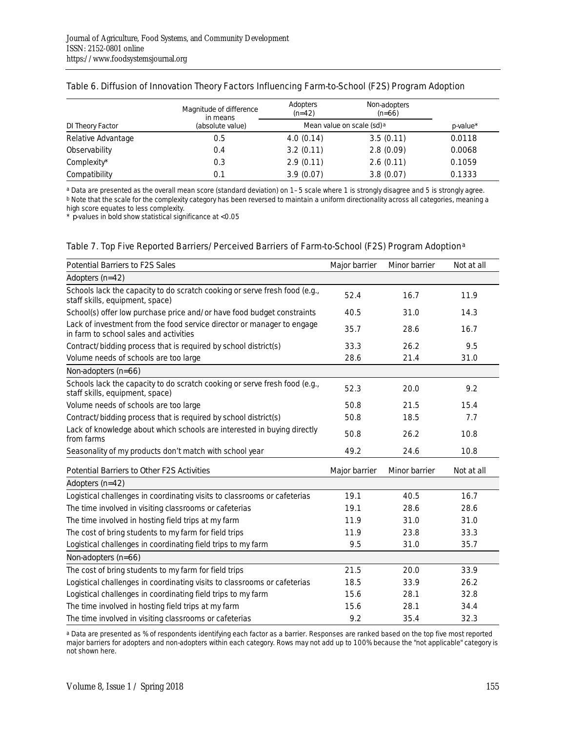Table 6. Diffusion of Innovation Theory Factors Influencing Farm-to-School (F2S) Program Adoption

| DI Theory Factor | Magnitude of difference in means (absolute value) | Adopters (n=42) | Non-adopters (n=66) | p-value* |
|---|---|---|---|---|
| | | Mean value on scale (sd)[a] | | |
| Relative Advantage | 0.5 | 4.0 (0.14) | 3.5 (0.11) | 0.0118 |
| Observability | 0.4 | 3.2 (0.11) | 2.8 (0.09) | 0.0068 |
| Complexity* | 0.3 | 2.9 (0.11) | 2.6 (0.11) | 0.1059 |
| Compatibility | 0.1 | 3.9 (0.07) | 3.8 (0.07) | 0.1333 |

[a] Data are presented as the overall mean score (standard deviation) on 1–5 scale where 1 is strongly disagree and 5 is strongly agree.
[b] Note that the scale for the complexity category has been reversed to maintain a uniform directionality across all categories, meaning a high score equates to less complexity.
\* p-values in bold show statistical significance at <0.05

Table 7. Top Five Reported Barriers/Perceived Barriers of Farm-to-School (F2S) Program Adoption[a]

| Potential Barriers to F2S Sales | Major barrier | Minor barrier | Not at all |
|---|---|---|---|
| **Adopters (n=42)** | | | |
| Schools lack the capacity to do scratch cooking or serve fresh food (e.g., staff skills, equipment, space) | 52.4 | 16.7 | 11.9 |
| School(s) offer low purchase price and/or have food budget constraints | 40.5 | 31.0 | 14.3 |
| Lack of investment from the food service director or manager to engage in farm to school sales and activities | 35.7 | 28.6 | 16.7 |
| Contract/bidding process that is required by school district(s) | 33.3 | 26.2 | 9.5 |
| Volume needs of schools are too large | 28.6 | 21.4 | 31.0 |
| **Non-adopters (n=66)** | | | |
| Schools lack the capacity to do scratch cooking or serve fresh food (e.g., staff skills, equipment, space) | 52.3 | 20.0 | 9.2 |
| Volume needs of schools are too large | 50.8 | 21.5 | 15.4 |
| Contract/bidding process that is required by school district(s) | 50.8 | 18.5 | 7.7 |
| Lack of knowledge about which schools are interested in buying directly from farms | 50.8 | 26.2 | 10.8 |
| Seasonality of my products don't match with school year | 49.2 | 24.6 | 10.8 |
| **Potential Barriers to Other F2S Activities** | **Major barrier** | **Minor barrier** | **Not at all** |
| **Adopters (n=42)** | | | |
| Logistical challenges in coordinating visits to classrooms or cafeterias | 19.1 | 40.5 | 16.7 |
| The time involved in visiting classrooms or cafeterias | 19.1 | 28.6 | 28.6 |
| The time involved in hosting field trips at my farm | 11.9 | 31.0 | 31.0 |
| The cost of bring students to my farm for field trips | 11.9 | 23.8 | 33.3 |
| Logistical challenges in coordinating field trips to my farm | 9.5 | 31.0 | 35.7 |
| **Non-adopters (n=66)** | | | |
| The cost of bring students to my farm for field trips | 21.5 | 20.0 | 33.9 |
| Logistical challenges in coordinating visits to classrooms or cafeterias | 18.5 | 33.9 | 26.2 |
| Logistical challenges in coordinating field trips to my farm | 15.6 | 28.1 | 32.8 |
| The time involved in hosting field trips at my farm | 15.6 | 28.1 | 34.4 |
| The time involved in visiting classrooms or cafeterias | 9.2 | 35.4 | 32.3 |

[a] Data are presented as % of respondents identifying each factor as a barrier. Responses are ranked based on the top five most reported major barriers for adopters and non-adopters within each category. Rows may not add up to 100% because the "not applicable" category is not shown here.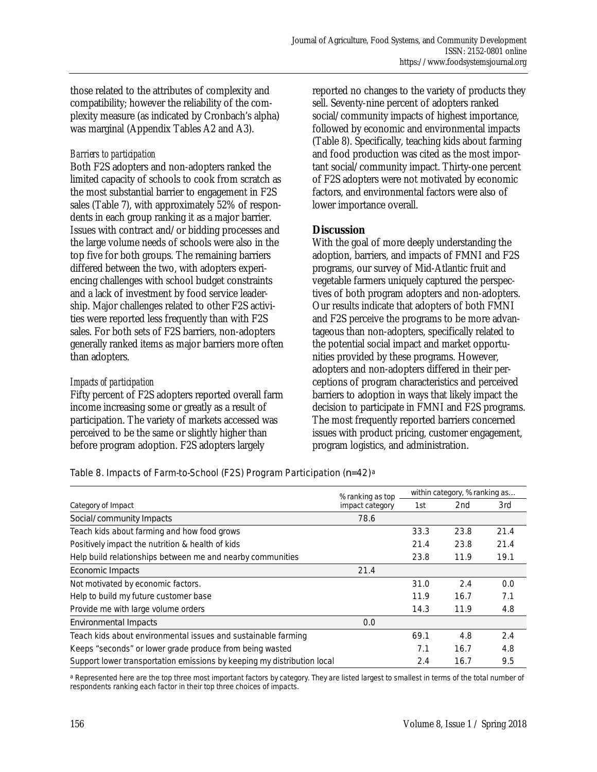those related to the attributes of complexity and compatibility; however the reliability of the complexity measure (as indicated by Cronbach's alpha) was marginal (Appendix Tables A2 and A3).

*Barriers to participation*

Both F2S adopters and non-adopters ranked the limited capacity of schools to cook from scratch as the most substantial barrier to engagement in F2S sales (Table 7), with approximately 52% of respondents in each group ranking it as a major barrier. Issues with contract and/or bidding processes and the large volume needs of schools were also in the top five for both groups. The remaining barriers differed between the two, with adopters experiencing challenges with school budget constraints and a lack of investment by food service leadership. Major challenges related to other F2S activities were reported less frequently than with F2S sales. For both sets of F2S barriers, non-adopters generally ranked items as major barriers more often than adopters.

*Impacts of participation*

Fifty percent of F2S adopters reported overall farm income increasing some or greatly as a result of participation. The variety of markets accessed was perceived to be the same or slightly higher than before program adoption. F2S adopters largely reported no changes to the variety of products they sell. Seventy-nine percent of adopters ranked social/community impacts of highest importance, followed by economic and environmental impacts (Table 8). Specifically, teaching kids about farming and food production was cited as the most important social/community impact. Thirty-one percent of F2S adopters were not motivated by economic factors, and environmental factors were also of lower importance overall.

## Discussion

With the goal of more deeply understanding the adoption, barriers, and impacts of FMNI and F2S programs, our survey of Mid-Atlantic fruit and vegetable farmers uniquely captured the perspectives of both program adopters and non-adopters. Our results indicate that adopters of both FMNI and F2S perceive the programs to be more advantageous than non-adopters, specifically related to the potential social impact and market opportunities provided by these programs. However, adopters and non-adopters differed in their perceptions of program characteristics and perceived barriers to adoption in ways that likely impact the decision to participate in FMNI and F2S programs. The most frequently reported barriers concerned issues with product pricing, customer engagement, program logistics, and administration.

Table 8. Impacts of Farm-to-School (F2S) Program Participation (n=42)[a]

| Category of Impact | % ranking as top impact category | within category, % ranking as… | | |
|---|---|---|---|---|
| | | 1st | 2nd | 3rd |
| Social/community Impacts | 78.6 | | | |
| Teach kids about farming and how food grows | | 33.3 | 23.8 | 21.4 |
| Positively impact the nutrition & health of kids | | 21.4 | 23.8 | 21.4 |
| Help build relationships between me and nearby communities | | 23.8 | 11.9 | 19.1 |
| Economic Impacts | 21.4 | | | |
| Not motivated by economic factors. | | 31.0 | 2.4 | 0.0 |
| Help to build my future customer base | | 11.9 | 16.7 | 7.1 |
| Provide me with large volume orders | | 14.3 | 11.9 | 4.8 |
| Environmental Impacts | 0.0 | | | |
| Teach kids about environmental issues and sustainable farming | | 69.1 | 4.8 | 2.4 |
| Keeps "seconds" or lower grade produce from being wasted | | 7.1 | 16.7 | 4.8 |
| Support lower transportation emissions by keeping my distribution local | | 2.4 | 16.7 | 9.5 |

[a] Represented here are the top three most important factors by category. They are listed largest to smallest in terms of the total number of respondents ranking each factor in their top three choices of impacts.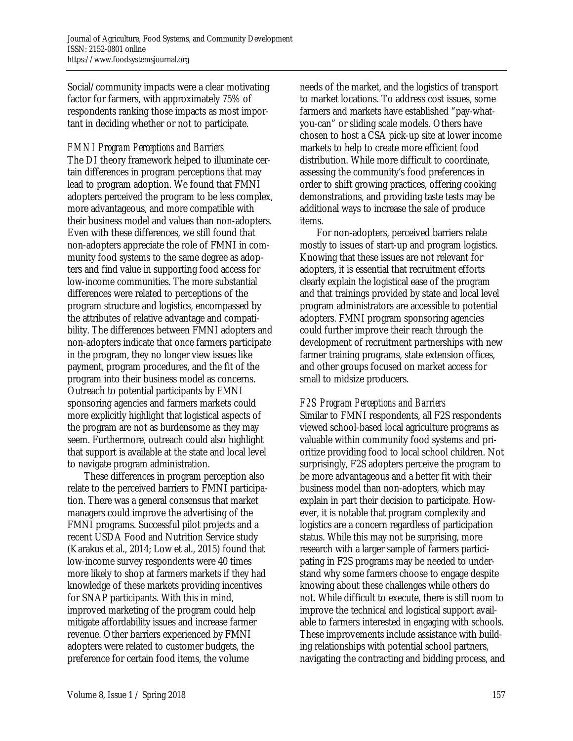Social/community impacts were a clear motivating factor for farmers, with approximately 75% of respondents ranking those impacts as most important in deciding whether or not to participate.

### *FMNI Program Perceptions and Barriers*

The DI theory framework helped to illuminate certain differences in program perceptions that may lead to program adoption. We found that FMNI adopters perceived the program to be less complex, more advantageous, and more compatible with their business model and values than non-adopters. Even with these differences, we still found that non-adopters appreciate the role of FMNI in community food systems to the same degree as adopters and find value in supporting food access for low-income communities. The more substantial differences were related to perceptions of the program structure and logistics, encompassed by the attributes of relative advantage and compatibility. The differences between FMNI adopters and non-adopters indicate that once farmers participate in the program, they no longer view issues like payment, program procedures, and the fit of the program into their business model as concerns. Outreach to potential participants by FMNI sponsoring agencies and farmers markets could more explicitly highlight that logistical aspects of the program are not as burdensome as they may seem. Furthermore, outreach could also highlight that support is available at the state and local level to navigate program administration.

These differences in program perception also relate to the perceived barriers to FMNI participation. There was a general consensus that market managers could improve the advertising of the FMNI programs. Successful pilot projects and a recent USDA Food and Nutrition Service study (Karakus et al., 2014; Low et al., 2015) found that low-income survey respondents were 40 times more likely to shop at farmers markets if they had knowledge of these markets providing incentives for SNAP participants. With this in mind, improved marketing of the program could help mitigate affordability issues and increase farmer revenue. Other barriers experienced by FMNI adopters were related to customer budgets, the preference for certain food items, the volume needs of the market, and the logistics of transport to market locations. To address cost issues, some farmers and markets have established "pay-what-you-can" or sliding scale models. Others have chosen to host a CSA pick-up site at lower income markets to help to create more efficient food distribution. While more difficult to coordinate, assessing the community's food preferences in order to shift growing practices, offering cooking demonstrations, and providing taste tests may be additional ways to increase the sale of produce items.

For non-adopters, perceived barriers relate mostly to issues of start-up and program logistics. Knowing that these issues are not relevant for adopters, it is essential that recruitment efforts clearly explain the logistical ease of the program and that trainings provided by state and local level program administrators are accessible to potential adopters. FMNI program sponsoring agencies could further improve their reach through the development of recruitment partnerships with new farmer training programs, state extension offices, and other groups focused on market access for small to midsize producers.

### *F2S Program Perceptions and Barriers*

Similar to FMNI respondents, all F2S respondents viewed school-based local agriculture programs as valuable within community food systems and prioritize providing food to local school children. Not surprisingly, F2S adopters perceive the program to be more advantageous and a better fit with their business model than non-adopters, which may explain in part their decision to participate. However, it is notable that program complexity and logistics are a concern regardless of participation status. While this may not be surprising, more research with a larger sample of farmers participating in F2S programs may be needed to understand why some farmers choose to engage despite knowing about these challenges while others do not. While difficult to execute, there is still room to improve the technical and logistical support available to farmers interested in engaging with schools. These improvements include assistance with building relationships with potential school partners, navigating the contracting and bidding process, and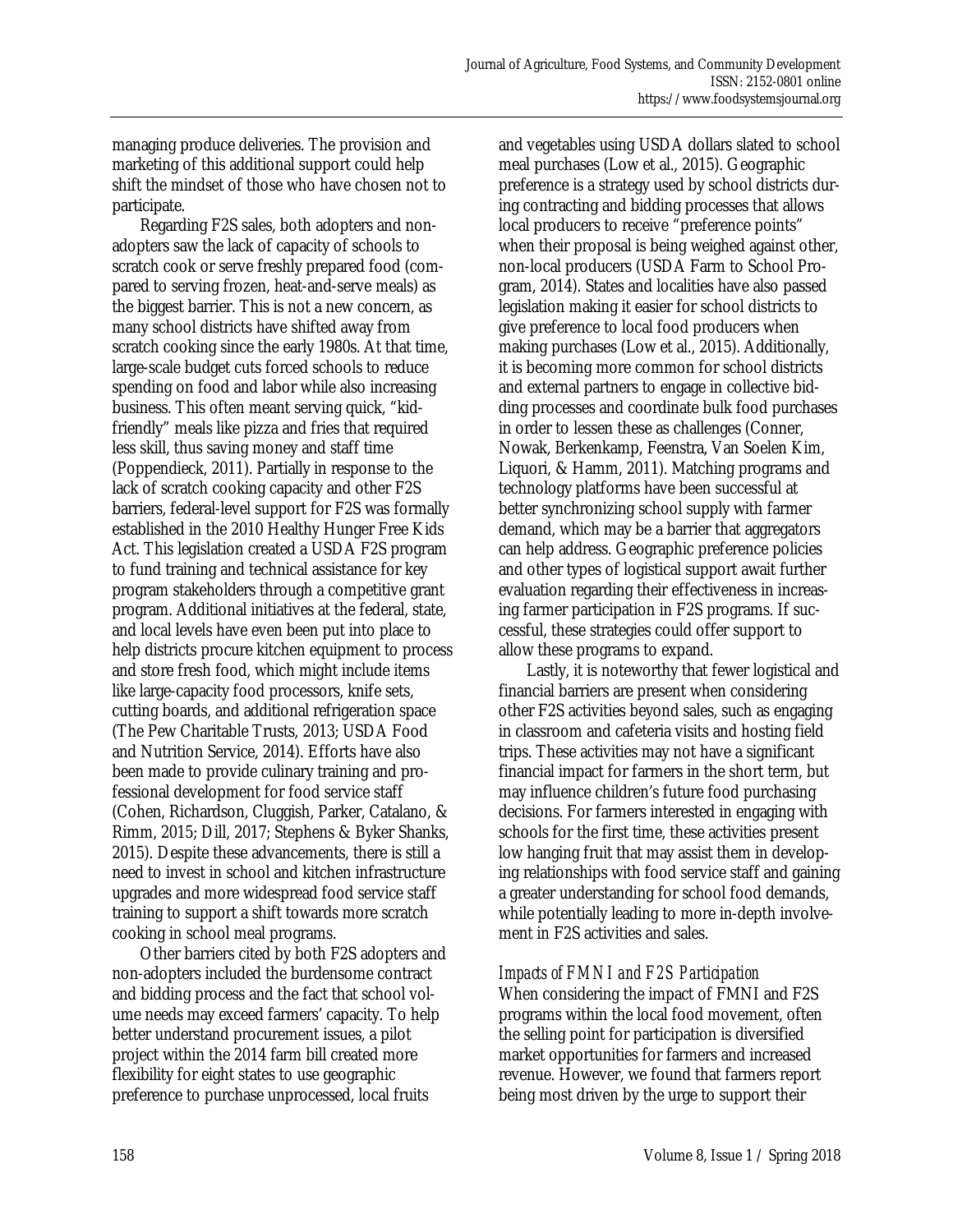managing produce deliveries. The provision and marketing of this additional support could help shift the mindset of those who have chosen not to participate.

Regarding F2S sales, both adopters and non-adopters saw the lack of capacity of schools to scratch cook or serve freshly prepared food (compared to serving frozen, heat-and-serve meals) as the biggest barrier. This is not a new concern, as many school districts have shifted away from scratch cooking since the early 1980s. At that time, large-scale budget cuts forced schools to reduce spending on food and labor while also increasing business. This often meant serving quick, "kid-friendly" meals like pizza and fries that required less skill, thus saving money and staff time (Poppendieck, 2011). Partially in response to the lack of scratch cooking capacity and other F2S barriers, federal-level support for F2S was formally established in the 2010 Healthy Hunger Free Kids Act. This legislation created a USDA F2S program to fund training and technical assistance for key program stakeholders through a competitive grant program. Additional initiatives at the federal, state, and local levels have even been put into place to help districts procure kitchen equipment to process and store fresh food, which might include items like large-capacity food processors, knife sets, cutting boards, and additional refrigeration space (The Pew Charitable Trusts, 2013; USDA Food and Nutrition Service, 2014). Efforts have also been made to provide culinary training and professional development for food service staff (Cohen, Richardson, Cluggish, Parker, Catalano, & Rimm, 2015; Dill, 2017; Stephens & Byker Shanks, 2015). Despite these advancements, there is still a need to invest in school and kitchen infrastructure upgrades and more widespread food service staff training to support a shift towards more scratch cooking in school meal programs.

Other barriers cited by both F2S adopters and non-adopters included the burdensome contract and bidding process and the fact that school volume needs may exceed farmers' capacity. To help better understand procurement issues, a pilot project within the 2014 farm bill created more flexibility for eight states to use geographic preference to purchase unprocessed, local fruits and vegetables using USDA dollars slated to school meal purchases (Low et al., 2015). Geographic preference is a strategy used by school districts during contracting and bidding processes that allows local producers to receive "preference points" when their proposal is being weighed against other, non-local producers (USDA Farm to School Program, 2014). States and localities have also passed legislation making it easier for school districts to give preference to local food producers when making purchases (Low et al., 2015). Additionally, it is becoming more common for school districts and external partners to engage in collective bidding processes and coordinate bulk food purchases in order to lessen these as challenges (Conner, Nowak, Berkenkamp, Feenstra, Van Soelen Kim, Liquori, & Hamm, 2011). Matching programs and technology platforms have been successful at better synchronizing school supply with farmer demand, which may be a barrier that aggregators can help address. Geographic preference policies and other types of logistical support await further evaluation regarding their effectiveness in increasing farmer participation in F2S programs. If successful, these strategies could offer support to allow these programs to expand.

Lastly, it is noteworthy that fewer logistical and financial barriers are present when considering other F2S activities beyond sales, such as engaging in classroom and cafeteria visits and hosting field trips. These activities may not have a significant financial impact for farmers in the short term, but may influence children's future food purchasing decisions. For farmers interested in engaging with schools for the first time, these activities present low hanging fruit that may assist them in developing relationships with food service staff and gaining a greater understanding for school food demands, while potentially leading to more in-depth involvement in F2S activities and sales.

### *Impacts of FMNI and F2S Participation*

When considering the impact of FMNI and F2S programs within the local food movement, often the selling point for participation is diversified market opportunities for farmers and increased revenue. However, we found that farmers report being most driven by the urge to support their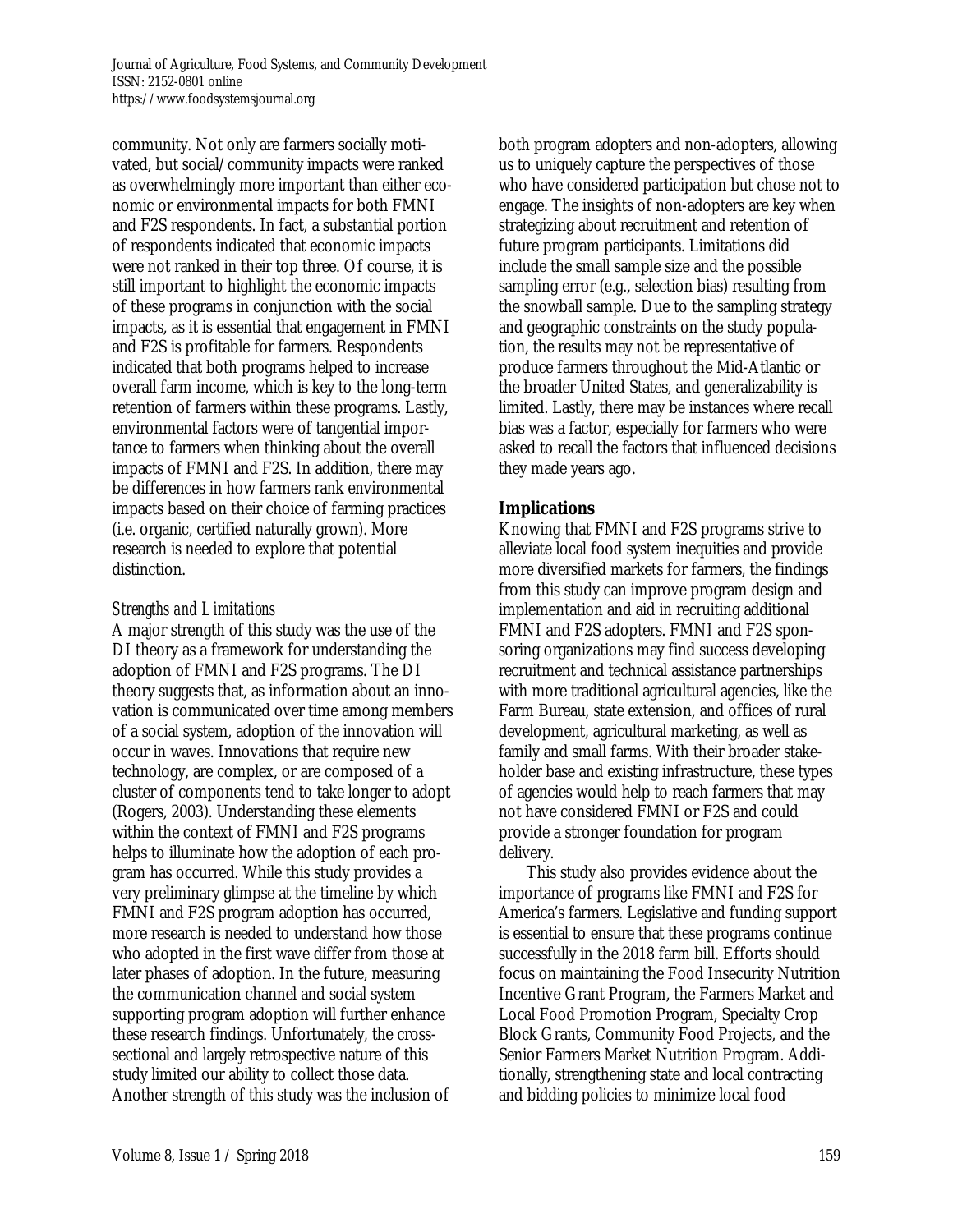community. Not only are farmers socially motivated, but social/community impacts were ranked as overwhelmingly more important than either economic or environmental impacts for both FMNI and F2S respondents. In fact, a substantial portion of respondents indicated that economic impacts were not ranked in their top three. Of course, it is still important to highlight the economic impacts of these programs in conjunction with the social impacts, as it is essential that engagement in FMNI and F2S is profitable for farmers. Respondents indicated that both programs helped to increase overall farm income, which is key to the long-term retention of farmers within these programs. Lastly, environmental factors were of tangential importance to farmers when thinking about the overall impacts of FMNI and F2S. In addition, there may be differences in how farmers rank environmental impacts based on their choice of farming practices (i.e. organic, certified naturally grown). More research is needed to explore that potential distinction.

### *Strengths and Limitations*

A major strength of this study was the use of the DI theory as a framework for understanding the adoption of FMNI and F2S programs. The DI theory suggests that, as information about an innovation is communicated over time among members of a social system, adoption of the innovation will occur in waves. Innovations that require new technology, are complex, or are composed of a cluster of components tend to take longer to adopt (Rogers, 2003). Understanding these elements within the context of FMNI and F2S programs helps to illuminate how the adoption of each program has occurred. While this study provides a very preliminary glimpse at the timeline by which FMNI and F2S program adoption has occurred, more research is needed to understand how those who adopted in the first wave differ from those at later phases of adoption. In the future, measuring the communication channel and social system supporting program adoption will further enhance these research findings. Unfortunately, the cross-sectional and largely retrospective nature of this study limited our ability to collect those data. Another strength of this study was the inclusion of both program adopters and non-adopters, allowing us to uniquely capture the perspectives of those who have considered participation but chose not to engage. The insights of non-adopters are key when strategizing about recruitment and retention of future program participants. Limitations did include the small sample size and the possible sampling error (e.g., selection bias) resulting from the snowball sample. Due to the sampling strategy and geographic constraints on the study population, the results may not be representative of produce farmers throughout the Mid-Atlantic or the broader United States, and generalizability is limited. Lastly, there may be instances where recall bias was a factor, especially for farmers who were asked to recall the factors that influenced decisions they made years ago.

## Implications

Knowing that FMNI and F2S programs strive to alleviate local food system inequities and provide more diversified markets for farmers, the findings from this study can improve program design and implementation and aid in recruiting additional FMNI and F2S adopters. FMNI and F2S sponsoring organizations may find success developing recruitment and technical assistance partnerships with more traditional agricultural agencies, like the Farm Bureau, state extension, and offices of rural development, agricultural marketing, as well as family and small farms. With their broader stakeholder base and existing infrastructure, these types of agencies would help to reach farmers that may not have considered FMNI or F2S and could provide a stronger foundation for program delivery.

This study also provides evidence about the importance of programs like FMNI and F2S for America's farmers. Legislative and funding support is essential to ensure that these programs continue successfully in the 2018 farm bill. Efforts should focus on maintaining the Food Insecurity Nutrition Incentive Grant Program, the Farmers Market and Local Food Promotion Program, Specialty Crop Block Grants, Community Food Projects, and the Senior Farmers Market Nutrition Program. Additionally, strengthening state and local contracting and bidding policies to minimize local food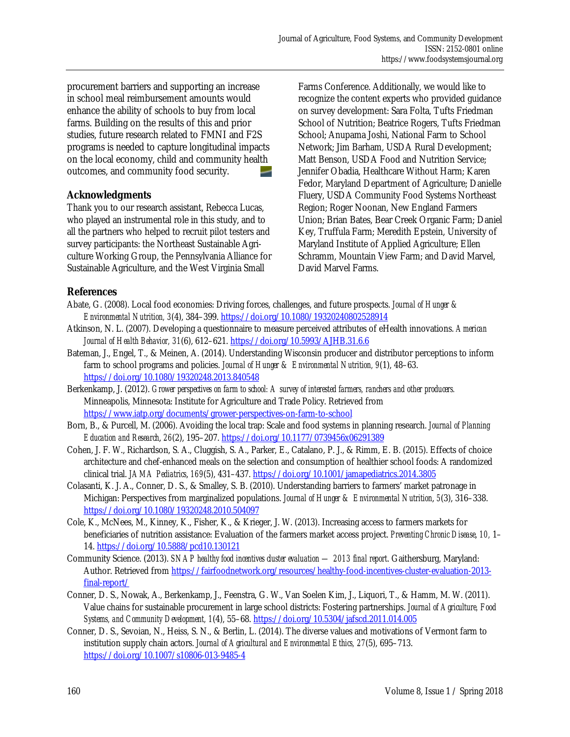procurement barriers and supporting an increase in school meal reimbursement amounts would enhance the ability of schools to buy from local farms. Building on the results of this and prior studies, future research related to FMNI and F2S programs is needed to capture longitudinal impacts on the local economy, child and community health outcomes, and community food security.

## Acknowledgments

Thank you to our research assistant, Rebecca Lucas, who played an instrumental role in this study, and to all the partners who helped to recruit pilot testers and survey participants: the Northeast Sustainable Agriculture Working Group, the Pennsylvania Alliance for Sustainable Agriculture, and the West Virginia Small Farms Conference. Additionally, we would like to recognize the content experts who provided guidance on survey development: Sara Folta, Tufts Friedman School of Nutrition; Beatrice Rogers, Tufts Friedman School; Anupama Joshi, National Farm to School Network; Jim Barham, USDA Rural Development; Matt Benson, USDA Food and Nutrition Service; Jennifer Obadia, Healthcare Without Harm; Karen Fedor, Maryland Department of Agriculture; Danielle Fluery, USDA Community Food Systems Northeast Region; Roger Noonan, New England Farmers Union; Brian Bates, Bear Creek Organic Farm; Daniel Key, Truffula Farm; Meredith Epstein, University of Maryland Institute of Applied Agriculture; Ellen Schramm, Mountain View Farm; and David Marvel, David Marvel Farms.

## References

Abate, G. (2008). Local food economies: Driving forces, challenges, and future prospects. *Journal of Hunger & Environmental Nutrition, 3*(4), 384–399. https://doi.org/10.1080/19320240802528914

Atkinson, N. L. (2007). Developing a questionnaire to measure perceived attributes of eHealth innovations. *American Journal of Health Behavior, 31*(6), 612–621. https://doi.org/10.5993/AJHB.31.6.6

Bateman, J., Engel, T., & Meinen, A. (2014). Understanding Wisconsin producer and distributor perceptions to inform farm to school programs and policies. *Journal of Hunger & Environmental Nutrition, 9*(1), 48–63. https://doi.org/10.1080/19320248.2013.840548

Berkenkamp, J. (2012). *Grower perspectives on farm to school: A survey of interested farmers, ranchers and other producers.* Minneapolis, Minnesota: Institute for Agriculture and Trade Policy. Retrieved from https://www.iatp.org/documents/grower-perspectives-on-farm-to-school

Born, B., & Purcell, M. (2006). Avoiding the local trap: Scale and food systems in planning research. *Journal of Planning Education and Research, 26*(2), 195–207. https://doi.org/10.1177/0739456x06291389

Cohen, J. F. W., Richardson, S. A., Cluggish, S. A., Parker, E., Catalano, P. J., & Rimm, E. B. (2015). Effects of choice architecture and chef-enhanced meals on the selection and consumption of healthier school foods: A randomized clinical trial. *JAMA Pediatrics, 169*(5), 431–437. https://doi.org/10.1001/jamapediatrics.2014.3805

Colasanti, K. J. A., Conner, D. S., & Smalley, S. B. (2010). Understanding barriers to farmers' market patronage in Michigan: Perspectives from marginalized populations. *Journal of Hunger & Environmental Nutrition, 5*(3), 316–338. https://doi.org/10.1080/19320248.2010.504097

Cole, K., McNees, M., Kinney, K., Fisher, K., & Krieger, J. W. (2013). Increasing access to farmers markets for beneficiaries of nutrition assistance: Evaluation of the farmers market access project. *Preventing Chronic Disease, 10,* 1–14. https://doi.org/10.5888/pcd10.130121

Community Science. (2013). *SNAP healthy food incentives cluster evaluation — 2013 final report*. Gaithersburg, Maryland: Author. Retrieved from https://fairfoodnetwork.org/resources/healthy-food-incentives-cluster-evaluation-2013-final-report/

Conner, D. S., Nowak, A., Berkenkamp, J., Feenstra, G. W., Van Soelen Kim, J., Liquori, T., & Hamm, M. W. (2011). Value chains for sustainable procurement in large school districts: Fostering partnerships. *Journal of Agriculture, Food Systems, and Community Development, 1*(4), 55–68. https://doi.org/10.5304/jafscd.2011.014.005

Conner, D. S., Sevoian, N., Heiss, S. N., & Berlin, L. (2014). The diverse values and motivations of Vermont farm to institution supply chain actors. *Journal of Agricultural and Environmental Ethics, 27*(5), 695–713. https://doi.org/10.1007/s10806-013-9485-4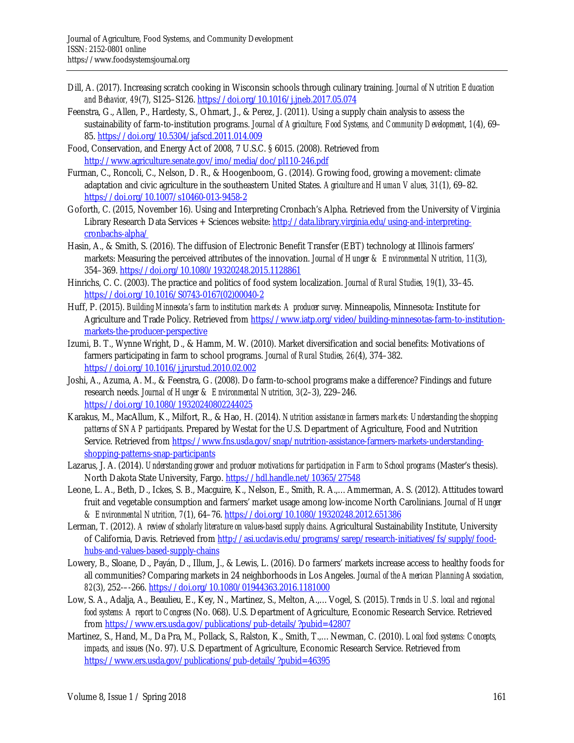Dill, A. (2017). Increasing scratch cooking in Wisconsin schools through culinary training. *Journal of Nutrition Education and Behavior, 49*(7), S125–S126. https://doi.org/10.1016/j.jneb.2017.05.074

Feenstra, G., Allen, P., Hardesty, S., Ohmart, J., & Perez, J. (2011). Using a supply chain analysis to assess the sustainability of farm-to-institution programs. *Journal of Agriculture, Food Systems, and Community Development, 1*(4), 69–85. https://doi.org/10.5304/jafscd.2011.014.009

Food, Conservation, and Energy Act of 2008, 7 U.S.C. § 6015. (2008). Retrieved from http://www.agriculture.senate.gov/imo/media/doc/pl110-246.pdf

Furman, C., Roncoli, C., Nelson, D. R., & Hoogenboom, G. (2014). Growing food, growing a movement: climate adaptation and civic agriculture in the southeastern United States. *Agriculture and Human Values, 31*(1), 69–82. https://doi.org/10.1007/s10460-013-9458-2

Goforth, C. (2015, November 16). Using and Interpreting Cronbach's Alpha. Retrieved from the University of Virginia Library Research Data Services + Sciences website: http://data.library.virginia.edu/using-and-interpreting-cronbachs-alpha/

Hasin, A., & Smith, S. (2016). The diffusion of Electronic Benefit Transfer (EBT) technology at Illinois farmers' markets: Measuring the perceived attributes of the innovation. *Journal of Hunger & Environmental Nutrition, 11*(3), 354–369. https://doi.org/10.1080/19320248.2015.1128861

Hinrichs, C. C. (2003). The practice and politics of food system localization. *Journal of Rural Studies, 19*(1), 33–45. https://doi.org/10.1016/S0743-0167(02)00040-2

Huff, P. (2015). *Building Minnesota's farm to institution markets: A producer survey*. Minneapolis, Minnesota: Institute for Agriculture and Trade Policy. Retrieved from https://www.iatp.org/video/building-minnesotas-farm-to-institution-markets-the-producer-perspective

Izumi, B. T., Wynne Wright, D., & Hamm, M. W. (2010). Market diversification and social benefits: Motivations of farmers participating in farm to school programs. *Journal of Rural Studies, 26*(4), 374–382. https://doi.org/10.1016/j.jrurstud.2010.02.002

Joshi, A., Azuma, A. M., & Feenstra, G. (2008). Do farm-to-school programs make a difference? Findings and future research needs. *Journal of Hunger & Environmental Nutrition, 3*(2–3), 229–246. https://doi.org/10.1080/19320240802244025

Karakus, M., MacAllum, K., Milfort, R., & Hao, H. (2014). *Nutrition assistance in farmers markets: Understanding the shopping patterns of SNAP participants*. Prepared by Westat for the U.S. Department of Agriculture, Food and Nutrition Service. Retrieved from https://www.fns.usda.gov/snap/nutrition-assistance-farmers-markets-understanding-shopping-patterns-snap-participants

Lazarus, J. A. (2014). *Understanding grower and producer motivations for participation in Farm to School programs* (Master's thesis). North Dakota State University, Fargo. https://hdl.handle.net/10365/27548

Leone, L. A., Beth, D., Ickes, S. B., Macguire, K., Nelson, E., Smith, R. A.,… Ammerman, A. S. (2012). Attitudes toward fruit and vegetable consumption and farmers' market usage among low-income North Carolinians. *Journal of Hunger & Environmental Nutrition, 7*(1), 64–76. https://doi.org/10.1080/19320248.2012.651386

Lerman, T. (2012). *A review of scholarly literature on values-based supply chains*. Agricultural Sustainability Institute, University of California, Davis. Retrieved from http://asi.ucdavis.edu/programs/sarep/research-initiatives/fs/supply/food-hubs-and-values-based-supply-chains

Lowery, B., Sloane, D., Payán, D., Illum, J., & Lewis, L. (2016). Do farmers' markets increase access to healthy foods for all communities? Comparing markets in 24 neighborhoods in Los Angeles. *Journal of the American Planning Association, 82*(3), 252-–-266. https://doi.org/10.1080/01944363.2016.1181000

Low, S. A., Adalja, A., Beaulieu, E., Key, N., Martinez, S., Melton, A.,… Vogel, S. (2015). *Trends in U.S. local and regional food systems: A report to Congress* (No. 068). U.S. Department of Agriculture, Economic Research Service. Retrieved from https://www.ers.usda.gov/publications/pub-details/?pubid=42807

Martinez, S., Hand, M., Da Pra, M., Pollack, S., Ralston, K., Smith, T.,… Newman, C. (2010). *Local food systems: Concepts, impacts, and issues* (No. 97). U.S. Department of Agriculture, Economic Research Service. Retrieved from https://www.ers.usda.gov/publications/pub-details/?pubid=46395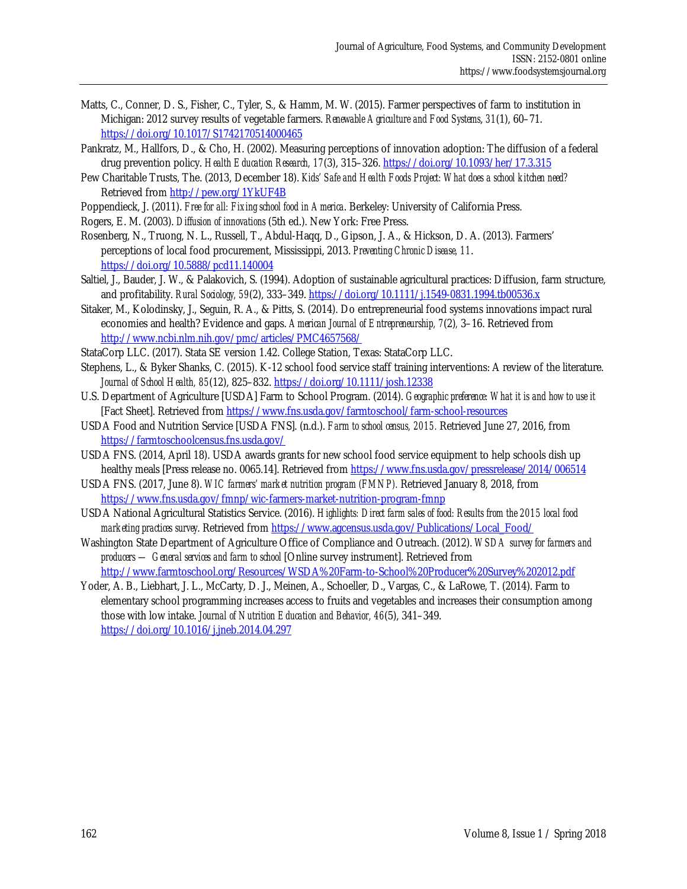Matts, C., Conner, D. S., Fisher, C., Tyler, S., & Hamm, M. W. (2015). Farmer perspectives of farm to institution in Michigan: 2012 survey results of vegetable farmers. *Renewable Agriculture and Food Systems, 31*(1), 60–71. https://doi.org/10.1017/S1742170514000465

Pankratz, M., Hallfors, D., & Cho, H. (2002). Measuring perceptions of innovation adoption: The diffusion of a federal drug prevention policy. *Health Education Research, 17*(3), 315–326. https://doi.org/10.1093/her/17.3.315

Pew Charitable Trusts, The. (2013, December 18). *Kids' Safe and Health Foods Project: What does a school kitchen need?* Retrieved from http://pew.org/1YkUF4B

Poppendieck, J. (2011). *Free for all: Fixing school food in America*. Berkeley: University of California Press.

Rogers, E. M. (2003). *Diffusion of innovations* (5th ed.). New York: Free Press.

Rosenberg, N., Truong, N. L., Russell, T., Abdul-Haqq, D., Gipson, J. A., & Hickson, D. A. (2013). Farmers' perceptions of local food procurement, Mississippi, 2013. *Preventing Chronic Disease, 11*. https://doi.org/10.5888/pcd11.140004

Saltiel, J., Bauder, J. W., & Palakovich, S. (1994). Adoption of sustainable agricultural practices: Diffusion, farm structure, and profitability. *Rural Sociology, 59*(2), 333–349. https://doi.org/10.1111/j.1549-0831.1994.tb00536.x

Sitaker, M., Kolodinsky, J., Seguin, R. A., & Pitts, S. (2014). Do entrepreneurial food systems innovations impact rural economies and health? Evidence and gaps. *American Journal of Entrepreneurship, 7*(2), 3–16. Retrieved from http://www.ncbi.nlm.nih.gov/pmc/articles/PMC4657568/

StataCorp LLC. (2017). Stata SE version 1.42. College Station, Texas: StataCorp LLC.

Stephens, L., & Byker Shanks, C. (2015). K-12 school food service staff training interventions: A review of the literature. *Journal of School Health, 85*(12), 825–832. https://doi.org/10.1111/josh.12338

U.S. Department of Agriculture [USDA] Farm to School Program. (2014). *Geographic preference: What it is and how to use it* [Fact Sheet]. Retrieved from https://www.fns.usda.gov/farmtoschool/farm-school-resources

USDA Food and Nutrition Service [USDA FNS]. (n.d.). *Farm to school census, 2015.* Retrieved June 27, 2016, from https://farmtoschoolcensus.fns.usda.gov/

USDA FNS. (2014, April 18). USDA awards grants for new school food service equipment to help schools dish up healthy meals [Press release no. 0065.14]. Retrieved from https://www.fns.usda.gov/pressrelease/2014/006514

USDA FNS. (2017, June 8). *WIC farmers' market nutrition program (FMNP).* Retrieved January 8, 2018, from https://www.fns.usda.gov/fmnp/wic-farmers-market-nutrition-program-fmnp

USDA National Agricultural Statistics Service. (2016). *Highlights: Direct farm sales of food: Results from the 2015 local food marketing practices survey*. Retrieved from https://www.agcensus.usda.gov/Publications/Local_Food/

Washington State Department of Agriculture Office of Compliance and Outreach. (2012). *WSDA survey for farmers and producers — General services and farm to school* [Online survey instrument]. Retrieved from http://www.farmtoschool.org/Resources/WSDA%20Farm-to-School%20Producer%20Survey%202012.pdf

Yoder, A. B., Liebhart, J. L., McCarty, D. J., Meinen, A., Schoeller, D., Vargas, C., & LaRowe, T. (2014). Farm to elementary school programming increases access to fruits and vegetables and increases their consumption among those with low intake. *Journal of Nutrition Education and Behavior, 46*(5), 341–349. https://doi.org/10.1016/j.jneb.2014.04.297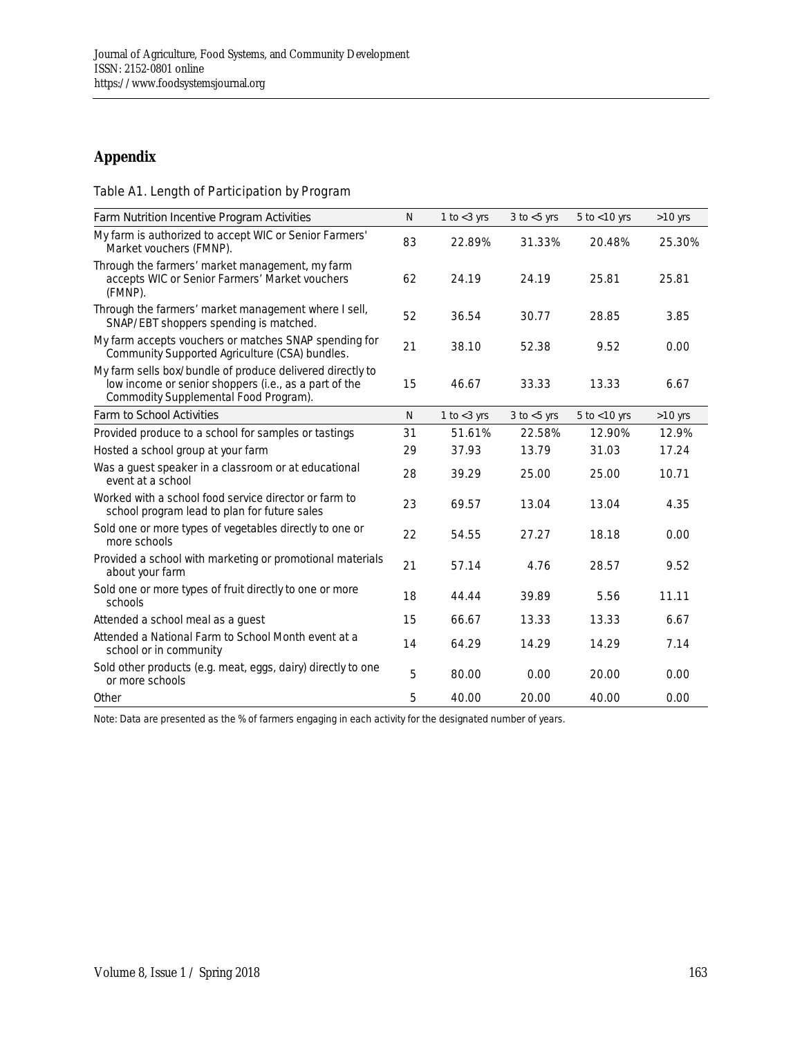## Appendix

Table A1. Length of Participation by Program

| Farm Nutrition Incentive Program Activities | N | 1 to <3 yrs | 3 to <5 yrs | 5 to <10 yrs | >10 yrs |
|---|---|---|---|---|---|
| My farm is authorized to accept WIC or Senior Farmers' Market vouchers (FMNP). | 83 | 22.89% | 31.33% | 20.48% | 25.30% |
| Through the farmers' market management, my farm accepts WIC or Senior Farmers' Market vouchers (FMNP). | 62 | 24.19 | 24.19 | 25.81 | 25.81 |
| Through the farmers' market management where I sell, SNAP/EBT shoppers spending is matched. | 52 | 36.54 | 30.77 | 28.85 | 3.85 |
| My farm accepts vouchers or matches SNAP spending for Community Supported Agriculture (CSA) bundles. | 21 | 38.10 | 52.38 | 9.52 | 0.00 |
| My farm sells box/bundle of produce delivered directly to low income or senior shoppers (i.e., as a part of the Commodity Supplemental Food Program). | 15 | 46.67 | 33.33 | 13.33 | 6.67 |
| **Farm to School Activities** | **N** | **1 to <3 yrs** | **3 to <5 yrs** | **5 to <10 yrs** | **>10 yrs** |
| Provided produce to a school for samples or tastings | 31 | 51.61% | 22.58% | 12.90% | 12.9% |
| Hosted a school group at your farm | 29 | 37.93 | 13.79 | 31.03 | 17.24 |
| Was a guest speaker in a classroom or at educational event at a school | 28 | 39.29 | 25.00 | 25.00 | 10.71 |
| Worked with a school food service director or farm to school program lead to plan for future sales | 23 | 69.57 | 13.04 | 13.04 | 4.35 |
| Sold one or more types of vegetables directly to one or more schools | 22 | 54.55 | 27.27 | 18.18 | 0.00 |
| Provided a school with marketing or promotional materials about your farm | 21 | 57.14 | 4.76 | 28.57 | 9.52 |
| Sold one or more types of fruit directly to one or more schools | 18 | 44.44 | 39.89 | 5.56 | 11.11 |
| Attended a school meal as a guest | 15 | 66.67 | 13.33 | 13.33 | 6.67 |
| Attended a National Farm to School Month event at a school or in community | 14 | 64.29 | 14.29 | 14.29 | 7.14 |
| Sold other products (e.g. meat, eggs, dairy) directly to one or more schools | 5 | 80.00 | 0.00 | 20.00 | 0.00 |
| Other | 5 | 40.00 | 20.00 | 40.00 | 0.00 |

Note: Data are presented as the % of farmers engaging in each activity for the designated number of years.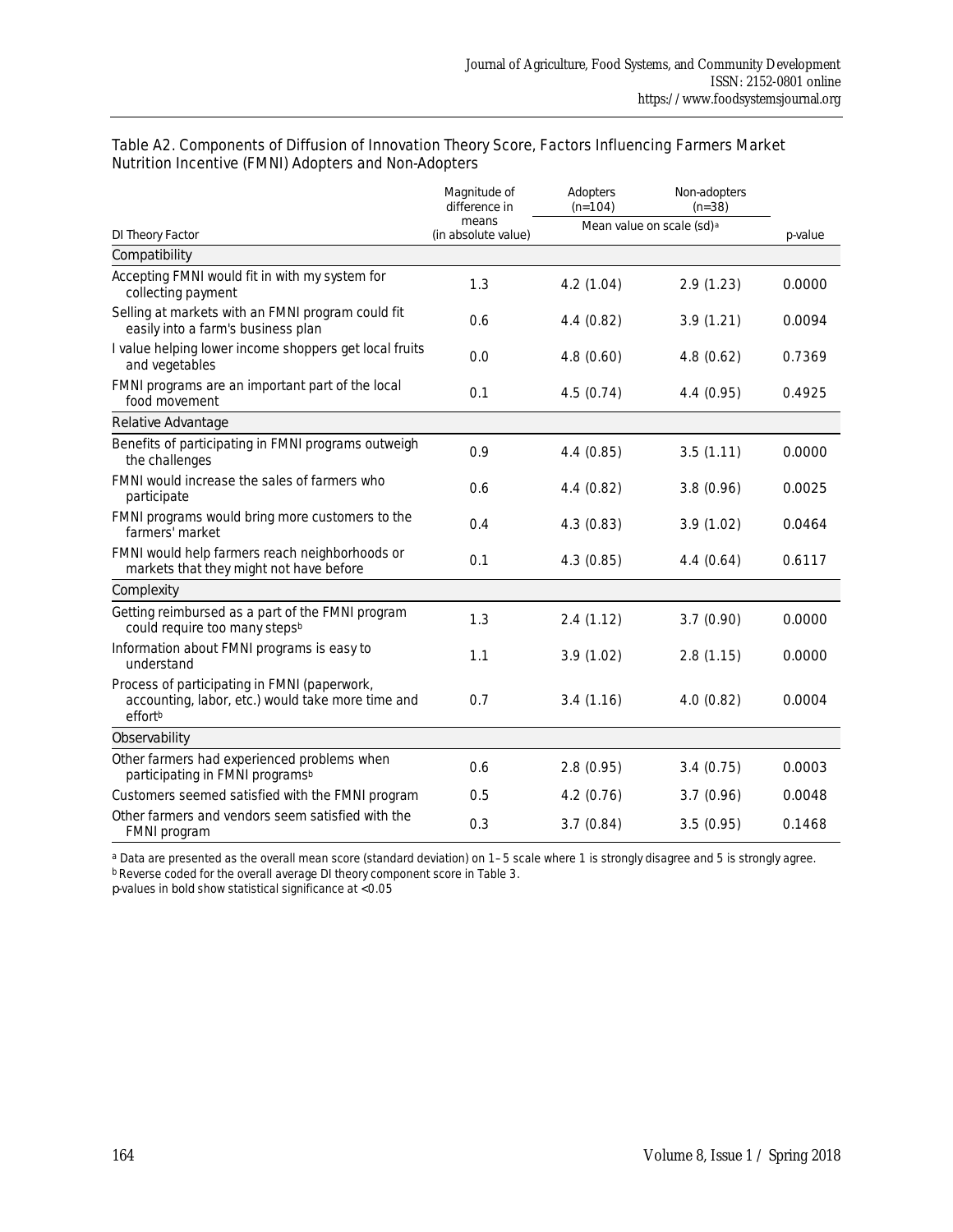Table A2. Components of Diffusion of Innovation Theory Score, Factors Influencing Farmers Market Nutrition Incentive (FMNI) Adopters and Non-Adopters

| DI Theory Factor | Magnitude of difference in means (in absolute value) | Adopters (n=104) | Non-adopters (n=38) | p-value |
|---|---|---|---|---|
| | | Mean value on scale (sd)[a] | | |
| **Compatibility** | | | | |
| Accepting FMNI would fit in with my system for collecting payment | 1.3 | 4.2 (1.04) | 2.9 (1.23) | 0.0000 |
| Selling at markets with an FMNI program could fit easily into a farm's business plan | 0.6 | 4.4 (0.82) | 3.9 (1.21) | 0.0094 |
| I value helping lower income shoppers get local fruits and vegetables | 0.0 | 4.8 (0.60) | 4.8 (0.62) | 0.7369 |
| FMNI programs are an important part of the local food movement | 0.1 | 4.5 (0.74) | 4.4 (0.95) | 0.4925 |
| **Relative Advantage** | | | | |
| Benefits of participating in FMNI programs outweigh the challenges | 0.9 | 4.4 (0.85) | 3.5 (1.11) | 0.0000 |
| FMNI would increase the sales of farmers who participate | 0.6 | 4.4 (0.82) | 3.8 (0.96) | 0.0025 |
| FMNI programs would bring more customers to the farmers' market | 0.4 | 4.3 (0.83) | 3.9 (1.02) | 0.0464 |
| FMNI would help farmers reach neighborhoods or markets that they might not have before | 0.1 | 4.3 (0.85) | 4.4 (0.64) | 0.6117 |
| **Complexity** | | | | |
| Getting reimbursed as a part of the FMNI program could require too many steps[b] | 1.3 | 2.4 (1.12) | 3.7 (0.90) | 0.0000 |
| Information about FMNI programs is easy to understand | 1.1 | 3.9 (1.02) | 2.8 (1.15) | 0.0000 |
| Process of participating in FMNI (paperwork, accounting, labor, etc.) would take more time and effort[b] | 0.7 | 3.4 (1.16) | 4.0 (0.82) | 0.0004 |
| **Observability** | | | | |
| Other farmers had experienced problems when participating in FMNI programs[b] | 0.6 | 2.8 (0.95) | 3.4 (0.75) | 0.0003 |
| Customers seemed satisfied with the FMNI program | 0.5 | 4.2 (0.76) | 3.7 (0.96) | 0.0048 |
| Other farmers and vendors seem satisfied with the FMNI program | 0.3 | 3.7 (0.84) | 3.5 (0.95) | 0.1468 |

[a] Data are presented as the overall mean score (standard deviation) on 1–5 scale where 1 is strongly disagree and 5 is strongly agree.

[b] Reverse coded for the overall average DI theory component score in Table 3.

p-values in bold show statistical significance at <0.05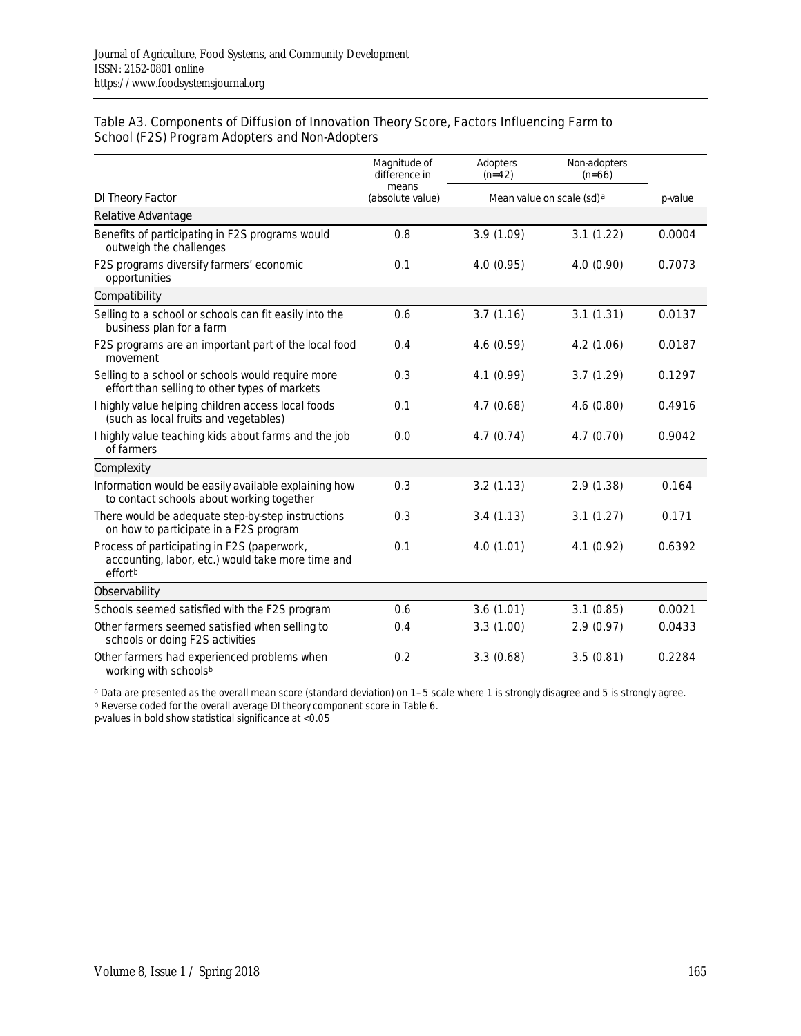Table A3. Components of Diffusion of Innovation Theory Score, Factors Influencing Farm to School (F2S) Program Adopters and Non-Adopters

| DI Theory Factor | Magnitude of difference in means (absolute value) | Adopters (n=42) | Non-adopters (n=66) | p-value |
|---|---|---|---|---|
| | | Mean value on scale (sd)[a] | | |
| Relative Advantage | | | | |
| Benefits of participating in F2S programs would outweigh the challenges | 0.8 | 3.9 (1.09) | 3.1 (1.22) | 0.0004 |
| F2S programs diversify farmers' economic opportunities | 0.1 | 4.0 (0.95) | 4.0 (0.90) | 0.7073 |
| Compatibility | | | | |
| Selling to a school or schools can fit easily into the business plan for a farm | 0.6 | 3.7 (1.16) | 3.1 (1.31) | 0.0137 |
| F2S programs are an important part of the local food movement | 0.4 | 4.6 (0.59) | 4.2 (1.06) | 0.0187 |
| Selling to a school or schools would require more effort than selling to other types of markets | 0.3 | 4.1 (0.99) | 3.7 (1.29) | 0.1297 |
| I highly value helping children access local foods (such as local fruits and vegetables) | 0.1 | 4.7 (0.68) | 4.6 (0.80) | 0.4916 |
| I highly value teaching kids about farms and the job of farmers | 0.0 | 4.7 (0.74) | 4.7 (0.70) | 0.9042 |
| Complexity | | | | |
| Information would be easily available explaining how to contact schools about working together | 0.3 | 3.2 (1.13) | 2.9 (1.38) | 0.164 |
| There would be adequate step-by-step instructions on how to participate in a F2S program | 0.3 | 3.4 (1.13) | 3.1 (1.27) | 0.171 |
| Process of participating in F2S (paperwork, accounting, labor, etc.) would take more time and effort[b] | 0.1 | 4.0 (1.01) | 4.1 (0.92) | 0.6392 |
| Observability | | | | |
| Schools seemed satisfied with the F2S program | 0.6 | 3.6 (1.01) | 3.1 (0.85) | 0.0021 |
| Other farmers seemed satisfied when selling to schools or doing F2S activities | 0.4 | 3.3 (1.00) | 2.9 (0.97) | 0.0433 |
| Other farmers had experienced problems when working with schools[b] | 0.2 | 3.3 (0.68) | 3.5 (0.81) | 0.2284 |

[a] Data are presented as the overall mean score (standard deviation) on 1–5 scale where 1 is strongly disagree and 5 is strongly agree.
[b] Reverse coded for the overall average DI theory component score in Table 6.
p-values in bold show statistical significance at <0.05